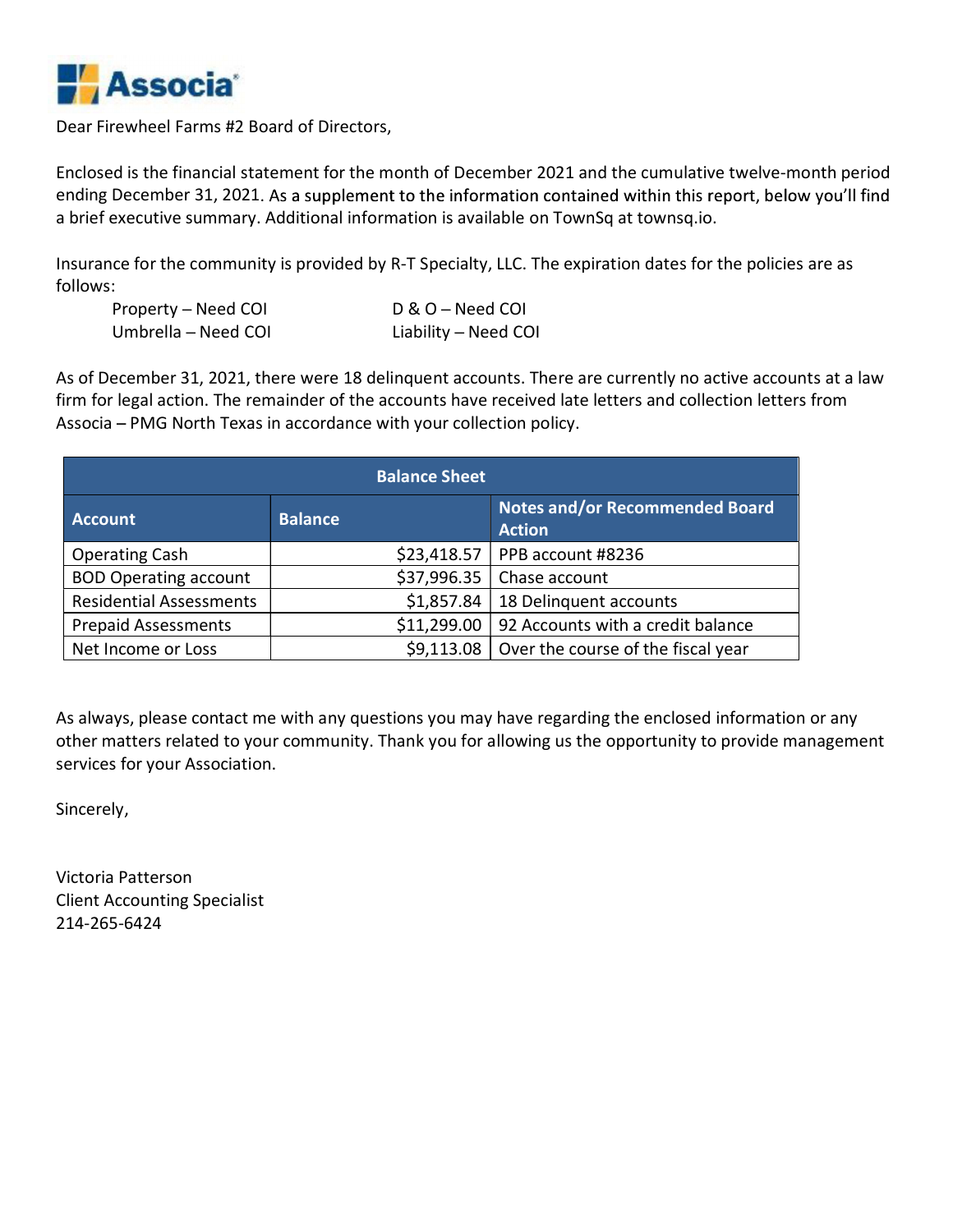**Associa**

Dear Firewheel Farms #2 Board of Directors,

Enclosed is the financial statement for the month of December 2021 and the cumulative twelve-month period ending December 31, 2021. As a supplement to the information contained within this report, below you'll find a brief executive summary. Additional information is available on TownSq at townsq.io.

Insurance for the community is provided by R-T Specialty, LLC. The expiration dates for the policies are as follows:

| | |
|---|---|
| Property – Need COI | D & O – Need COI |
| Umbrella – Need COI | Liability – Need COI |

As of December 31, 2021, there were 18 delinquent accounts. There are currently no active accounts at a law firm for legal action. The remainder of the accounts have received late letters and collection letters from Associa – PMG North Texas in accordance with your collection policy.

| Balance Sheet | | |
|---|---|---|
| **Account** | **Balance** | **Notes and/or Recommended Board Action** |
| Operating Cash | $23,418.57 | PPB account #8236 |
| BOD Operating account | $37,996.35 | Chase account |
| Residential Assessments | $1,857.84 | 18 Delinquent accounts |
| Prepaid Assessments | $11,299.00 | 92 Accounts with a credit balance |
| Net Income or Loss | $9,113.08 | Over the course of the fiscal year |

As always, please contact me with any questions you may have regarding the enclosed information or any other matters related to your community. Thank you for allowing us the opportunity to provide management services for your Association.

Sincerely,

Victoria Patterson
Client Accounting Specialist
214-265-6424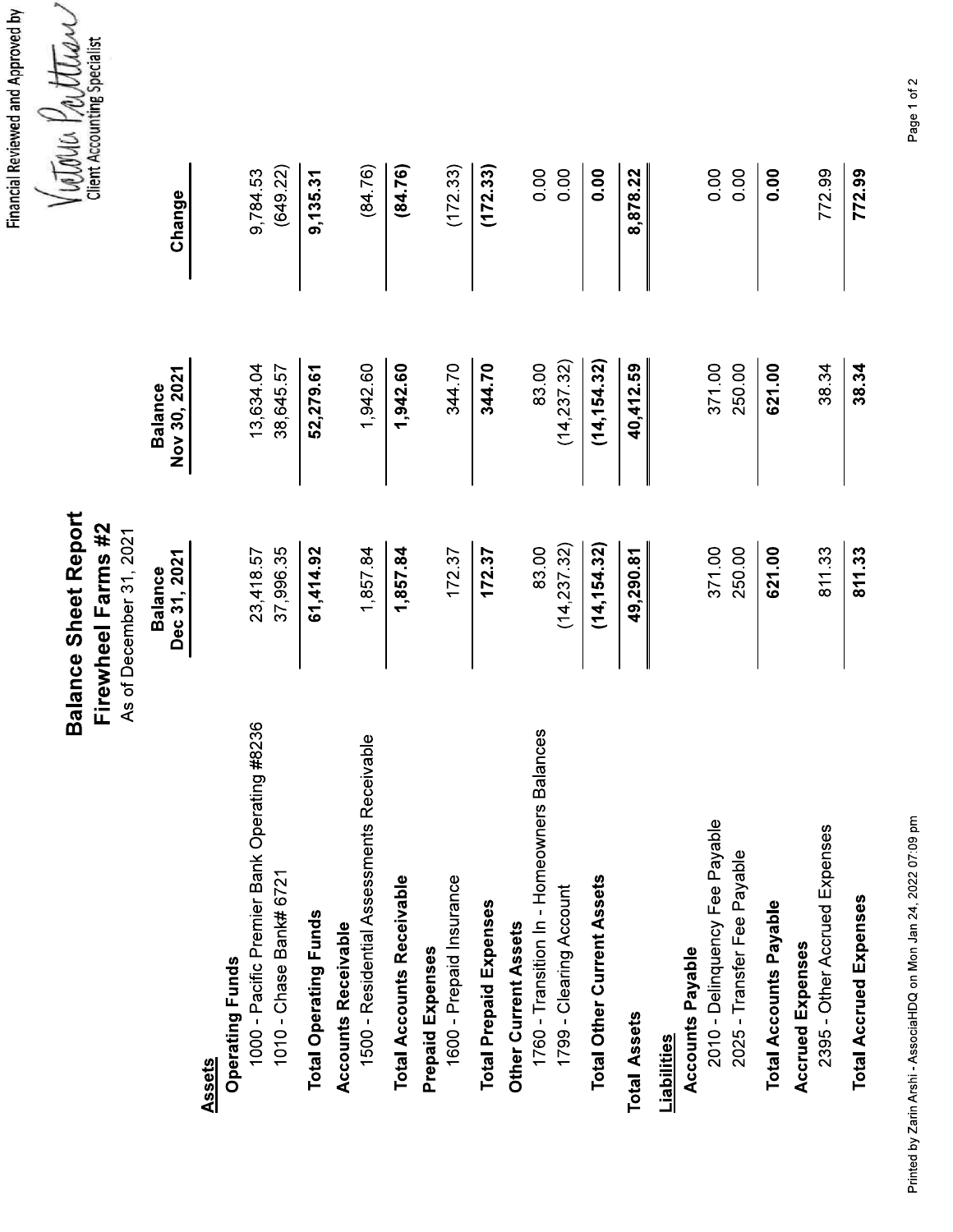Financial Reviewed and Approved by

Victoria Patton
Client Accounting Specialist

# Balance Sheet Report
## Firewheel Farms #2
As of December 31, 2021

| | Balance Dec 31, 2021 | Balance Nov 30, 2021 | Change |
|---|---|---|---|
| **Assets** | | | |
| **Operating Funds** | | | |
| 1000 - Pacific Premier Bank Operating #8236 | 23,418.57 | 13,634.04 | 9,784.53 |
| 1010 - Chase Bank# 6721 | 37,996.35 | 38,645.57 | (649.22) |
| **Total Operating Funds** | **61,414.92** | **52,279.61** | **9,135.31** |
| **Accounts Receivable** | | | |
| 1500 - Residential Assessments Receivable | 1,857.84 | 1,942.60 | (84.76) |
| **Total Accounts Receivable** | **1,857.84** | **1,942.60** | **(84.76)** |
| **Prepaid Expenses** | | | |
| 1600 - Prepaid Insurance | 172.37 | 344.70 | (172.33) |
| **Total Prepaid Expenses** | **172.37** | **344.70** | **(172.33)** |
| **Other Current Assets** | | | |
| 1760 - Transition In - Homeowners Balances | 83.00 | 83.00 | 0.00 |
| 1799 - Clearing Account | (14,237.32) | (14,237.32) | 0.00 |
| **Total Other Current Assets** | **(14,154.32)** | **(14,154.32)** | **0.00** |
| **Total Assets** | **49,290.81** | **40,412.59** | **8,878.22** |
| **Liabilities** | | | |
| **Accounts Payable** | | | |
| 2010 - Delinquency Fee Payable | 371.00 | 371.00 | 0.00 |
| 2025 - Transfer Fee Payable | 250.00 | 250.00 | 0.00 |
| **Total Accounts Payable** | **621.00** | **621.00** | **0.00** |
| **Accrued Expenses** | | | |
| 2395 - Other Accrued Expenses | 811.33 | 38.34 | 772.99 |
| **Total Accrued Expenses** | **811.33** | **38.34** | **772.99** |

Printed by Zarin Arshi - AssociaHDQ on Mon Jan 24, 2022 07:09 pm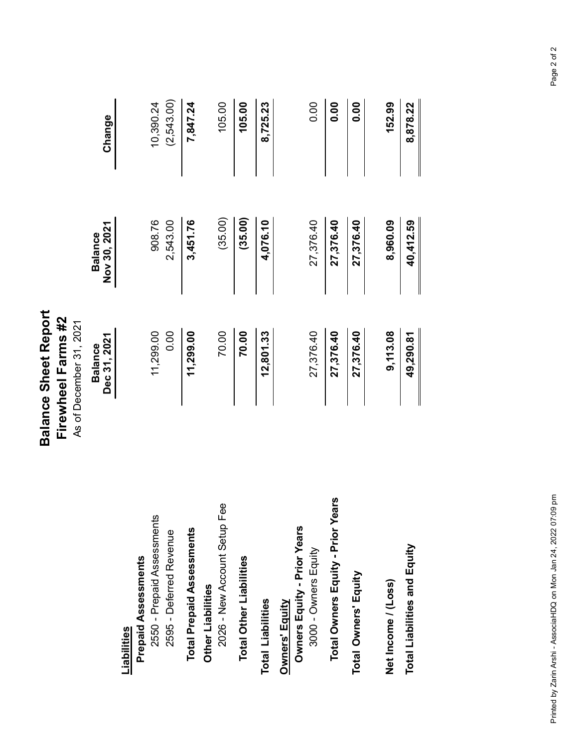# Balance Sheet Report
## Firewheel Farms #2
As of December 31, 2021

| | Balance Dec 31, 2021 | Balance Nov 30, 2021 | Change |
|---|---|---|---|
| **Liabilities** | | | |
| **Prepaid Assessments** | | | |
| 2550 - Prepaid Assessments | 11,299.00 | 908.76 | 10,390.24 |
| 2595 - Deferred Revenue | 0.00 | 2,543.00 | (2,543.00) |
| **Total Prepaid Assessments** | **11,299.00** | **3,451.76** | **7,847.24** |
| **Other Liabilities** | | | |
| 2026 - New Account Setup Fee | 70.00 | (35.00) | 105.00 |
| **Total Other Liabilities** | **70.00** | **(35.00)** | **105.00** |
| **Total Liabilities** | **12,801.33** | **4,076.10** | **8,725.23** |
| **Owners' Equity** | | | |
| **Owners Equity - Prior Years** | | | |
| 3000 - Owners Equity | 27,376.40 | 27,376.40 | 0.00 |
| **Total Owners Equity - Prior Years** | **27,376.40** | **27,376.40** | **0.00** |
| **Total Owners' Equity** | **27,376.40** | **27,376.40** | **0.00** |
| **Net Income / (Loss)** | **9,113.08** | **8,960.09** | **152.99** |
| **Total Liabilities and Equity** | **49,290.81** | **40,412.59** | **8,878.22** |

Printed by Zarin Arshi - AssociaHDQ on Mon Jan 24, 2022 07:09 pm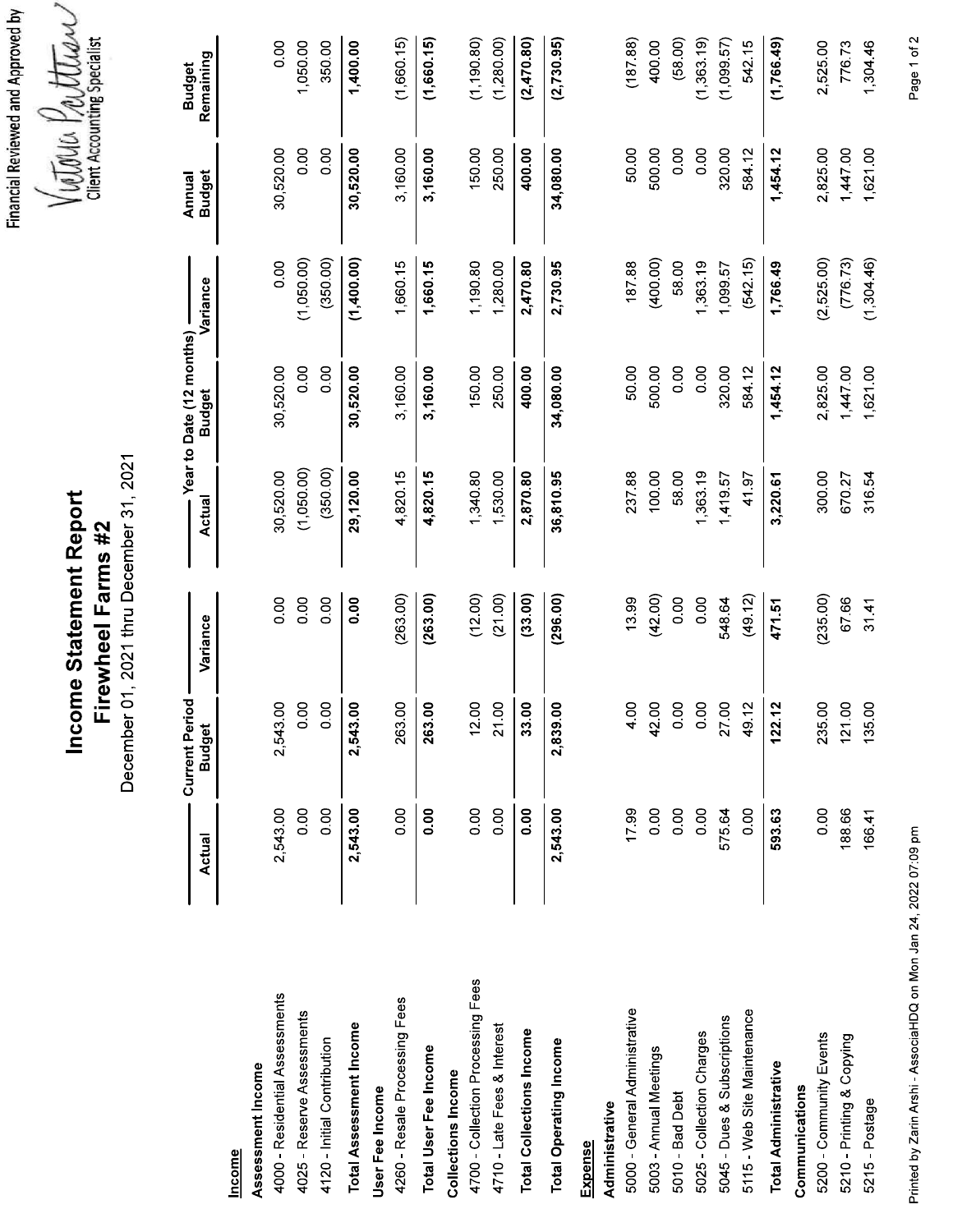Financial Reviewed and Approved by

Victoria Pattison
Client Accounting Specialist

# Income Statement Report

## Firewheel Farms #2

December 01, 2021 thru December 31, 2021

| | Current Period | | | Year to Date (12 months) | | | | |
|---|---|---|---|---|---|---|---|---|
| | Actual | Budget | Variance | Actual | Budget | Variance | Annual Budget | Budget Remaining |
| **Income** | | | | | | | | |
| **Assessment Income** | | | | | | | | |
| 4000 - Residential Assessments | 2,543.00 | 2,543.00 | 0.00 | 30,520.00 | 30,520.00 | 0.00 | 30,520.00 | 0.00 |
| 4025 - Reserve Assessments | 0.00 | 0.00 | 0.00 | (1,050.00) | 0.00 | (1,050.00) | 0.00 | 1,050.00 |
| 4120 - Initial Contribution | 0.00 | 0.00 | 0.00 | (350.00) | 0.00 | (350.00) | 0.00 | 350.00 |
| **Total Assessment Income** | **2,543.00** | **2,543.00** | **0.00** | **29,120.00** | **30,520.00** | **(1,400.00)** | **30,520.00** | **1,400.00** |
| **User Fee Income** | | | | | | | | |
| 4260 - Resale Processing Fees | 0.00 | 263.00 | (263.00) | 4,820.15 | 3,160.00 | 1,660.15 | 3,160.00 | (1,660.15) |
| **Total User Fee Income** | **0.00** | **263.00** | **(263.00)** | **4,820.15** | **3,160.00** | **1,660.15** | **3,160.00** | **(1,660.15)** |
| **Collections Income** | | | | | | | | |
| 4700 - Collection Processing Fees | 0.00 | 12.00 | (12.00) | 1,340.80 | 150.00 | 1,190.80 | 150.00 | (1,190.80) |
| 4710 - Late Fees & Interest | 0.00 | 21.00 | (21.00) | 1,530.00 | 250.00 | 1,280.00 | 250.00 | (1,280.00) |
| **Total Collections Income** | **0.00** | **33.00** | **(33.00)** | **2,870.80** | **400.00** | **2,470.80** | **400.00** | **(2,470.80)** |
| **Total Operating Income** | **2,543.00** | **2,839.00** | **(296.00)** | **36,810.95** | **34,080.00** | **2,730.95** | **34,080.00** | **(2,730.95)** |
| **Expense** | | | | | | | | |
| **Administrative** | | | | | | | | |
| 5000 - General Administrative | 17.99 | 4.00 | 13.99 | 237.88 | 50.00 | 187.88 | 50.00 | (187.88) |
| 5003 - Annual Meetings | 0.00 | 42.00 | (42.00) | 100.00 | 500.00 | (400.00) | 500.00 | 400.00 |
| 5010 - Bad Debt | 0.00 | 0.00 | 0.00 | 58.00 | 0.00 | 58.00 | 0.00 | (58.00) |
| 5025 - Collection Charges | 0.00 | 0.00 | 0.00 | 1,363.19 | 0.00 | 1,363.19 | 0.00 | (1,363.19) |
| 5045 - Dues & Subscriptions | 575.64 | 27.00 | 548.64 | 1,419.57 | 320.00 | 1,099.57 | 320.00 | (1,099.57) |
| 5115 - Web Site Maintenance | 0.00 | 49.12 | (49.12) | 41.97 | 584.12 | (542.15) | 584.12 | 542.15 |
| **Total Administrative** | **593.63** | **122.12** | **471.51** | **3,220.61** | **1,454.12** | **1,766.49** | **1,454.12** | **(1,766.49)** |
| **Communications** | | | | | | | | |
| 5200 - Community Events | 0.00 | 235.00 | (235.00) | 300.00 | 2,825.00 | (2,525.00) | 2,825.00 | 2,525.00 |
| 5210 - Printing & Copying | 188.66 | 121.00 | 67.66 | 670.27 | 1,447.00 | (776.73) | 1,447.00 | 776.73 |
| 5215 - Postage | 166.41 | 135.00 | 31.41 | 316.54 | 1,621.00 | (1,304.46) | 1,621.00 | 1,304.46 |

Printed by Zarin Arshi - AssociaHDQ on Mon Jan 24, 2022 07:09 pm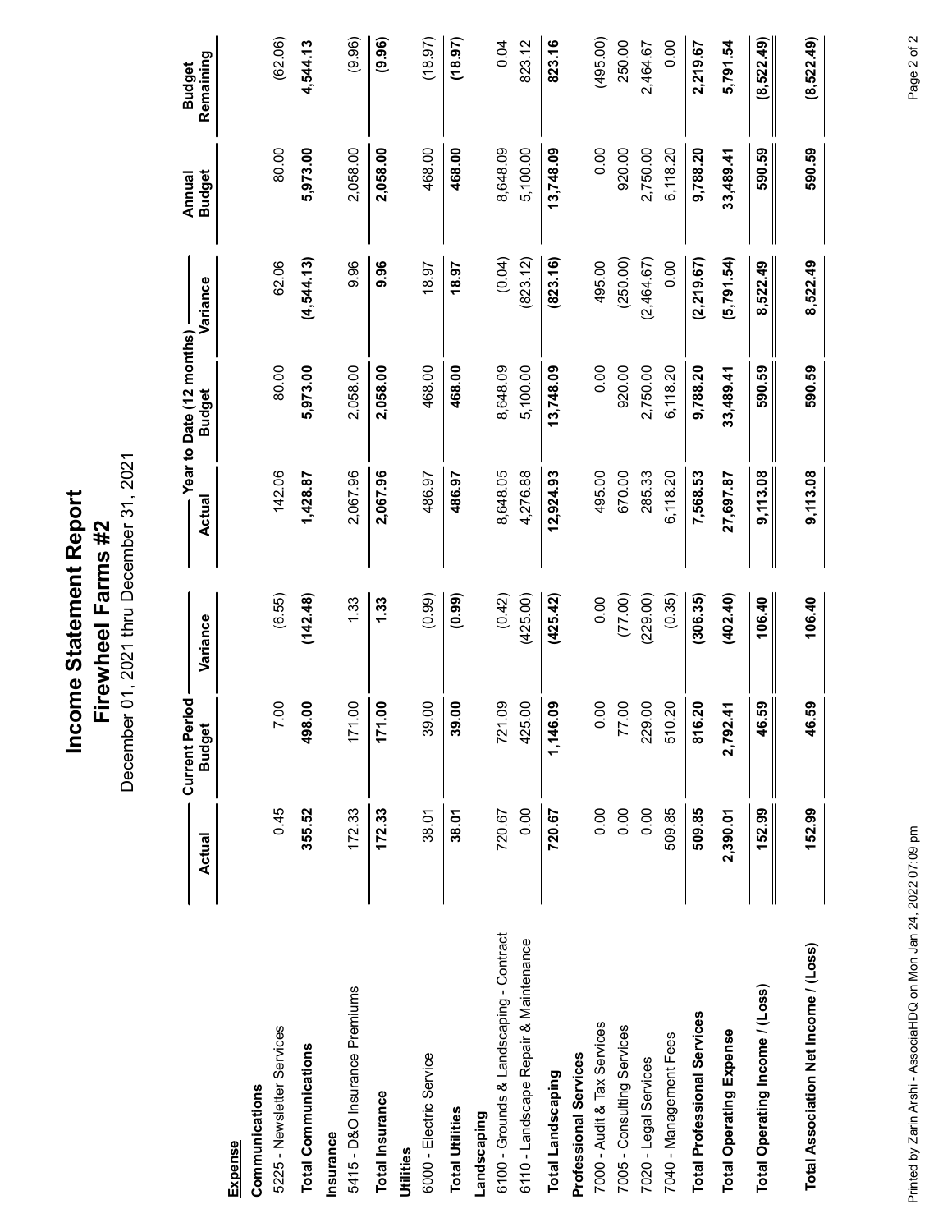# Income Statement Report

## Firewheel Farms #2

December 01, 2021 thru December 31, 2021

| | Current Period | | | Year to Date (12 months) | | | Annual | Budget |
|---|---|---|---|---|---|---|---|---|
| | Actual | Budget | Variance | Actual | Budget | Variance | Budget | Remaining |
| **Expense** | | | | | | | | |
| **Communications** | | | | | | | | |
| 5225 - Newsletter Services | 0.45 | 7.00 | (6.55) | 142.06 | 80.00 | 62.06 | 80.00 | (62.06) |
| **Total Communications** | **355.52** | **498.00** | **(142.48)** | **1,428.87** | **5,973.00** | **(4,544.13)** | **5,973.00** | **4,544.13** |
| **Insurance** | | | | | | | | |
| 5415 - D&O Insurance Premiums | 172.33 | 171.00 | 1.33 | 2,067.96 | 2,058.00 | 9.96 | 2,058.00 | (9.96) |
| **Total Insurance** | **172.33** | **171.00** | **1.33** | **2,067.96** | **2,058.00** | **9.96** | **2,058.00** | **(9.96)** |
| **Utilities** | | | | | | | | |
| 6000 - Electric Service | 38.01 | 39.00 | (0.99) | 486.97 | 468.00 | 18.97 | 468.00 | (18.97) |
| **Total Utilities** | **38.01** | **39.00** | **(0.99)** | **486.97** | **468.00** | **18.97** | **468.00** | **(18.97)** |
| **Landscaping** | | | | | | | | |
| 6100 - Grounds & Landscaping - Contract | 720.67 | 721.09 | (0.42) | 8,648.05 | 8,648.09 | (0.04) | 8,648.09 | 0.04 |
| 6110 - Landscape Repair & Maintenance | 0.00 | 425.00 | (425.00) | 4,276.88 | 5,100.00 | (823.12) | 5,100.00 | 823.12 |
| **Total Landscaping** | **720.67** | **1,146.09** | **(425.42)** | **12,924.93** | **13,748.09** | **(823.16)** | **13,748.09** | **823.16** |
| **Professional Services** | | | | | | | | |
| 7000 - Audit & Tax Services | 0.00 | 0.00 | 0.00 | 495.00 | 0.00 | 495.00 | 0.00 | (495.00) |
| 7005 - Consulting Services | 0.00 | 77.00 | (77.00) | 670.00 | 920.00 | (250.00) | 920.00 | 250.00 |
| 7020 - Legal Services | 0.00 | 229.00 | (229.00) | 285.33 | 2,750.00 | (2,464.67) | 2,750.00 | 2,464.67 |
| 7040 - Management Fees | 509.85 | 510.20 | (0.35) | 6,118.20 | 6,118.20 | 0.00 | 6,118.20 | 0.00 |
| **Total Professional Services** | **509.85** | **816.20** | **(306.35)** | **7,568.53** | **9,788.20** | **(2,219.67)** | **9,788.20** | **2,219.67** |
| **Total Operating Expense** | **2,390.01** | **2,792.41** | **(402.40)** | **27,697.87** | **33,489.41** | **(5,791.54)** | **33,489.41** | **5,791.54** |
| **Total Operating Income / (Loss)** | **152.99** | **46.59** | **106.40** | **9,113.08** | **590.59** | **8,522.49** | **590.59** | **(8,522.49)** |
| **Total Association Net Income / (Loss)** | **152.99** | **46.59** | **106.40** | **9,113.08** | **590.59** | **8,522.49** | **590.59** | **(8,522.49)** |

Printed by Zarin Arshi - AssociaHDQ on Mon Jan 24, 2022 07:09 pm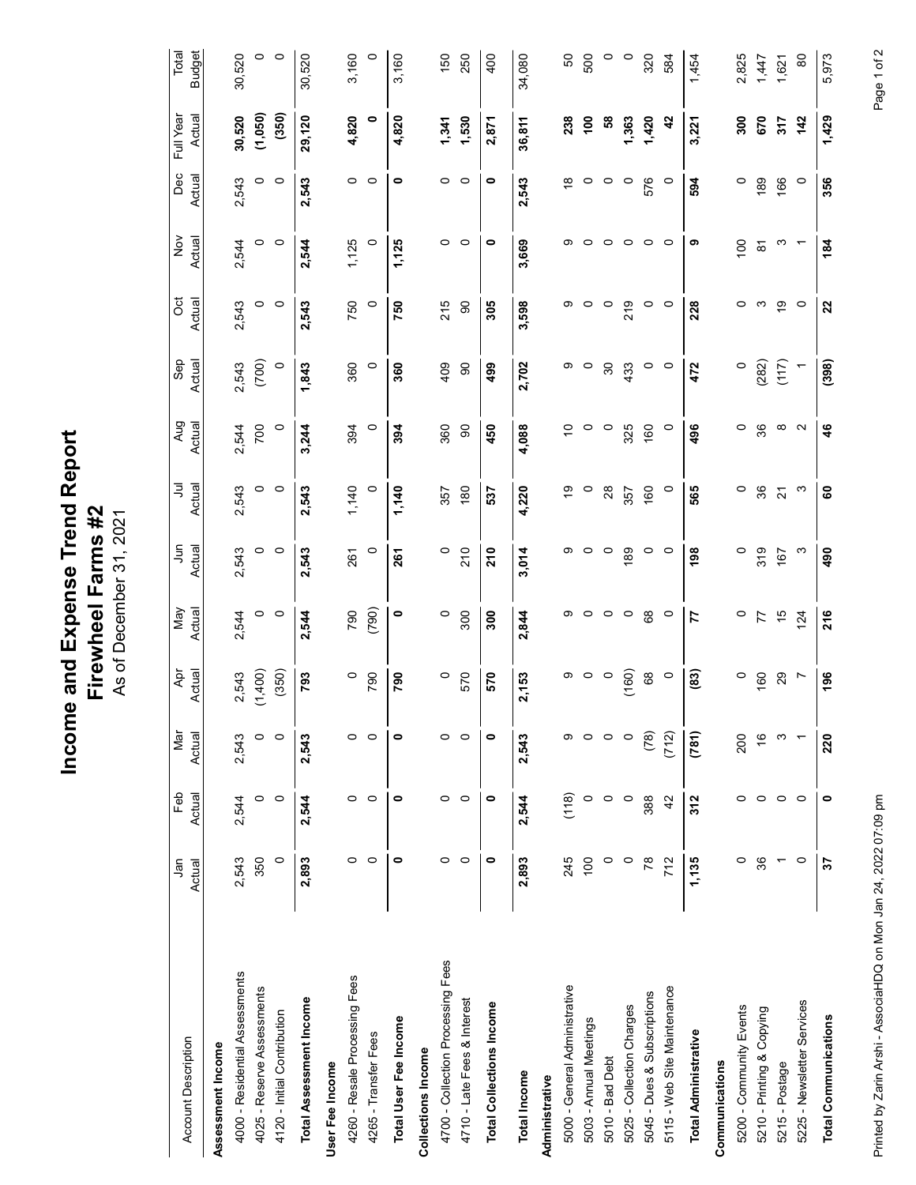# Income and Expense Trend Report

## Firewheel Farms #2

As of December 31, 2021

| Account Description | Jan Actual | Feb Actual | Mar Actual | Apr Actual | May Actual | Jun Actual | Jul Actual | Aug Actual | Sep Actual | Oct Actual | Nov Actual | Dec Actual | Full Year Actual | Total Budget |
|---|---|---|---|---|---|---|---|---|---|---|---|---|---|---|
| **Assessment Income** | | | | | | | | | | | | | | |
| 4000 - Residential Assessments | 2,543 | 2,544 | 2,543 | 2,543 | 2,544 | 2,543 | 2,543 | 2,544 | 2,543 | 2,543 | 2,544 | 2,543 | **30,520** | 30,520 |
| 4025 - Reserve Assessments | 350 | 0 | 0 | (1,400) | 0 | 0 | 0 | 700 | (700) | 0 | 0 | 0 | **(1,050)** | 0 |
| 4120 - Initial Contribution | 0 | 0 | 0 | (350) | 0 | 0 | 0 | 0 | 0 | 0 | 0 | 0 | **(350)** | 0 |
| **Total Assessment Income** | **2,893** | **2,544** | **2,543** | **793** | **2,544** | **2,543** | **2,543** | **3,244** | **1,843** | **2,543** | **2,544** | **2,543** | **29,120** | 30,520 |
| **User Fee Income** | | | | | | | | | | | | | | |
| 4260 - Resale Processing Fees | 0 | 0 | 0 | 0 | 790 | 261 | 1,140 | 394 | 360 | 750 | 1,125 | 0 | **4,820** | 3,160 |
| 4265 - Transfer Fees | 0 | 0 | 0 | 790 | (790) | 0 | 0 | 0 | 0 | 0 | 0 | 0 | **0** | 0 |
| **Total User Fee Income** | **0** | **0** | **0** | **790** | **0** | **261** | **1,140** | **394** | **360** | **750** | **1,125** | **0** | **4,820** | 3,160 |
| **Collections Income** | | | | | | | | | | | | | | |
| 4700 - Collection Processing Fees | 0 | 0 | 0 | 0 | 0 | 0 | 357 | 360 | 409 | 215 | 0 | 0 | **1,341** | 150 |
| 4710 - Late Fees & Interest | 0 | 0 | 0 | 570 | 300 | 210 | 180 | 90 | 90 | 90 | 0 | 0 | **1,530** | 250 |
| **Total Collections Income** | **0** | **0** | **0** | **570** | **300** | **210** | **537** | **450** | **499** | **305** | **0** | **0** | **2,871** | 400 |
| **Total Income** | **2,893** | **2,544** | **2,543** | **2,153** | **2,844** | **3,014** | **4,220** | **4,088** | **2,702** | **3,598** | **3,669** | **2,543** | **36,811** | 34,080 |
| **Administrative** | | | | | | | | | | | | | | |
| 5000 - General Administrative | 245 | (118) | 9 | 9 | 9 | 9 | 19 | 10 | 9 | 9 | 9 | 18 | **238** | 50 |
| 5003 - Annual Meetings | 100 | 0 | 0 | 0 | 0 | 0 | 0 | 0 | 0 | 0 | 0 | 0 | **100** | 500 |
| 5010 - Bad Debt | 0 | 0 | 0 | 0 | 0 | 0 | 28 | 0 | 30 | 0 | 0 | 0 | **58** | 0 |
| 5025 - Collection Charges | 0 | 0 | 0 | (160) | 0 | 189 | 357 | 325 | 433 | 219 | 0 | 0 | **1,363** | 0 |
| 5045 - Dues & Subscriptions | 78 | 388 | (78) | 68 | 68 | 0 | 160 | 160 | 0 | 0 | 0 | 576 | **1,420** | 320 |
| 5115 - Web Site Maintenance | 712 | 42 | (712) | 0 | 0 | 0 | 0 | 0 | 0 | 0 | 0 | 0 | **42** | 584 |
| **Total Administrative** | **1,135** | **312** | **(781)** | **(83)** | **77** | **198** | **565** | **496** | **472** | **228** | **9** | **594** | **3,221** | 1,454 |
| **Communications** | | | | | | | | | | | | | | |
| 5200 - Community Events | 0 | 0 | 200 | 0 | 0 | 0 | 0 | 0 | 0 | 0 | 100 | 0 | **300** | 2,825 |
| 5210 - Printing & Copying | 36 | 0 | 16 | 160 | 77 | 319 | 36 | 36 | (282) | 3 | 81 | 189 | **670** | 1,447 |
| 5215 - Postage | 1 | 0 | 3 | 29 | 15 | 167 | 21 | 8 | (117) | 19 | 3 | 166 | **317** | 1,621 |
| 5225 - Newsletter Services | 0 | 0 | 1 | 7 | 124 | 3 | 3 | 2 | 1 | 0 | 1 | 0 | **142** | 80 |
| **Total Communications** | **37** | **0** | **220** | **196** | **216** | **490** | **60** | **46** | **(398)** | **22** | **184** | **356** | **1,429** | 5,973 |

Printed by Zarin Arshi - AssociaHDQ on Mon Jan 24, 2022 07:09 pm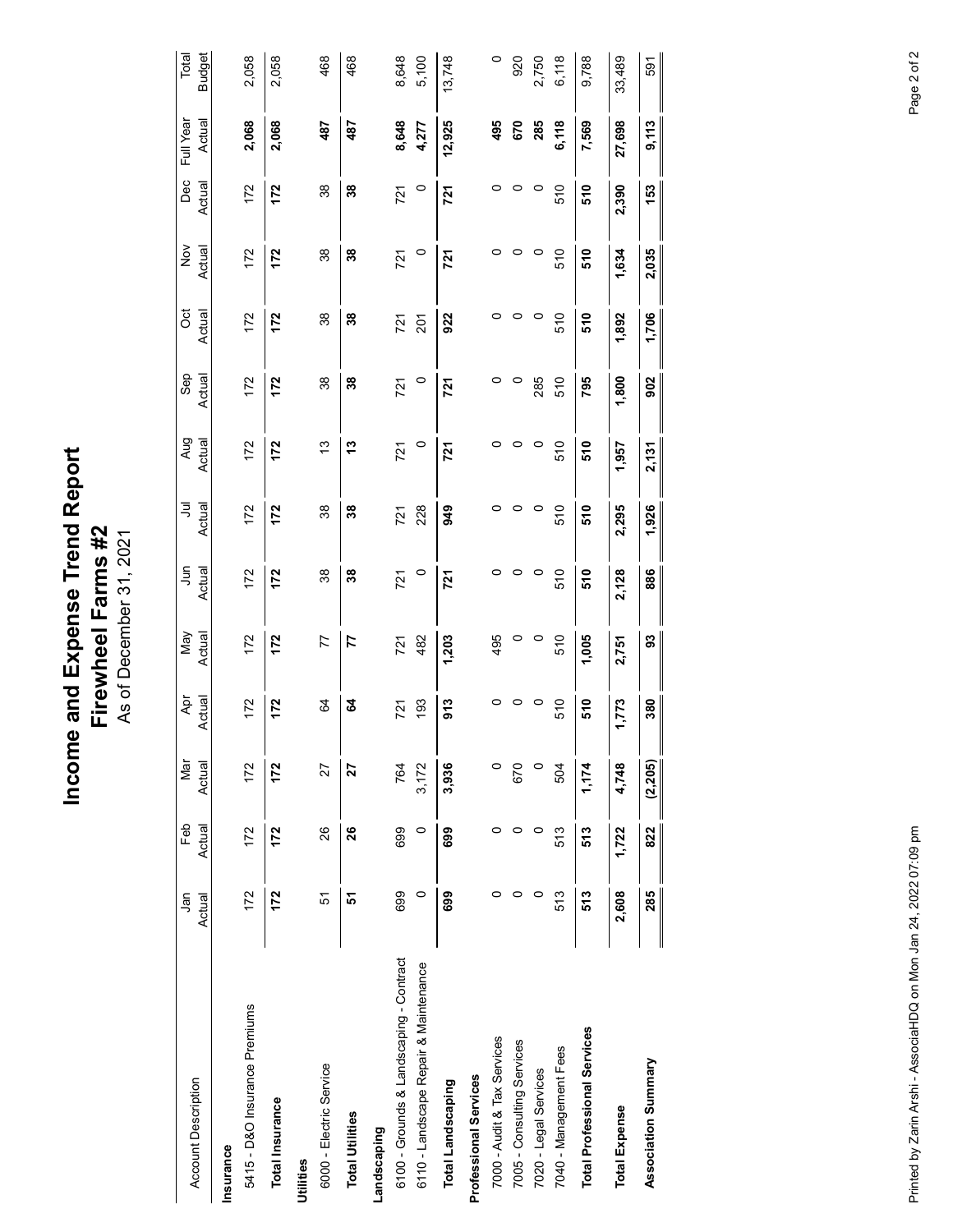# Income and Expense Trend Report

## Firewheel Farms #2

As of December 31, 2021

| Account Description | Jan Actual | Feb Actual | Mar Actual | Apr Actual | May Actual | Jun Actual | Jul Actual | Aug Actual | Sep Actual | Oct Actual | Nov Actual | Dec Actual | Full Year Actual | Total Budget |
|---|---|---|---|---|---|---|---|---|---|---|---|---|---|---|
| **Insurance** | | | | | | | | | | | | | | |
| 5415 - D&O Insurance Premiums | 172 | 172 | 172 | 172 | 172 | 172 | 172 | 172 | 172 | 172 | 172 | 172 | **2,068** | 2,058 |
| **Total Insurance** | **172** | **172** | **172** | **172** | **172** | **172** | **172** | **172** | **172** | **172** | **172** | **172** | **2,068** | 2,058 |
| **Utilities** | | | | | | | | | | | | | | |
| 6000 - Electric Service | 51 | 26 | 27 | 64 | 77 | 38 | 38 | 13 | 38 | 38 | 38 | 38 | **487** | 468 |
| **Total Utilities** | **51** | **26** | **27** | **64** | **77** | **38** | **38** | **13** | **38** | **38** | **38** | **38** | **487** | 468 |
| **Landscaping** | | | | | | | | | | | | | | |
| 6100 - Grounds & Landscaping - Contract | 699 | 699 | 764 | 721 | 721 | 721 | 721 | 721 | 721 | 721 | 721 | 721 | **8,648** | 8,648 |
| 6110 - Landscape Repair & Maintenance | 0 | 0 | 3,172 | 193 | 482 | 0 | 228 | 0 | 0 | 201 | 0 | 0 | **4,277** | 5,100 |
| **Total Landscaping** | **699** | **699** | **3,936** | **913** | **1,203** | **721** | **949** | **721** | **721** | **922** | **721** | **721** | **12,925** | 13,748 |
| **Professional Services** | | | | | | | | | | | | | | |
| 7000 - Audit & Tax Services | 0 | 0 | 0 | 0 | 495 | 0 | 0 | 0 | 0 | 0 | 0 | 0 | **495** | 0 |
| 7005 - Consulting Services | 0 | 0 | 670 | 0 | 0 | 0 | 0 | 0 | 0 | 0 | 0 | 0 | **670** | 920 |
| 7020 - Legal Services | 0 | 0 | 0 | 0 | 0 | 0 | 0 | 0 | 285 | 0 | 0 | 0 | **285** | 2,750 |
| 7040 - Management Fees | 513 | 513 | 504 | 510 | 510 | 510 | 510 | 510 | 510 | 510 | 510 | 510 | **6,118** | 6,118 |
| **Total Professional Services** | **513** | **513** | **1,174** | **510** | **1,005** | **510** | **510** | **510** | **795** | **510** | **510** | **510** | **7,569** | 9,788 |
| **Total Expense** | **2,608** | **1,722** | **4,748** | **1,773** | **2,751** | **2,128** | **2,295** | **1,957** | **1,800** | **1,892** | **1,634** | **2,390** | **27,698** | 33,489 |
| **Association Summary** | **285** | **822** | **(2,205)** | **380** | **93** | **886** | **1,926** | **2,131** | **902** | **1,706** | **2,035** | **153** | **9,113** | 591 |

Printed by Zarin Arshi - AssociaHDQ on Mon Jan 24, 2022 07:09 pm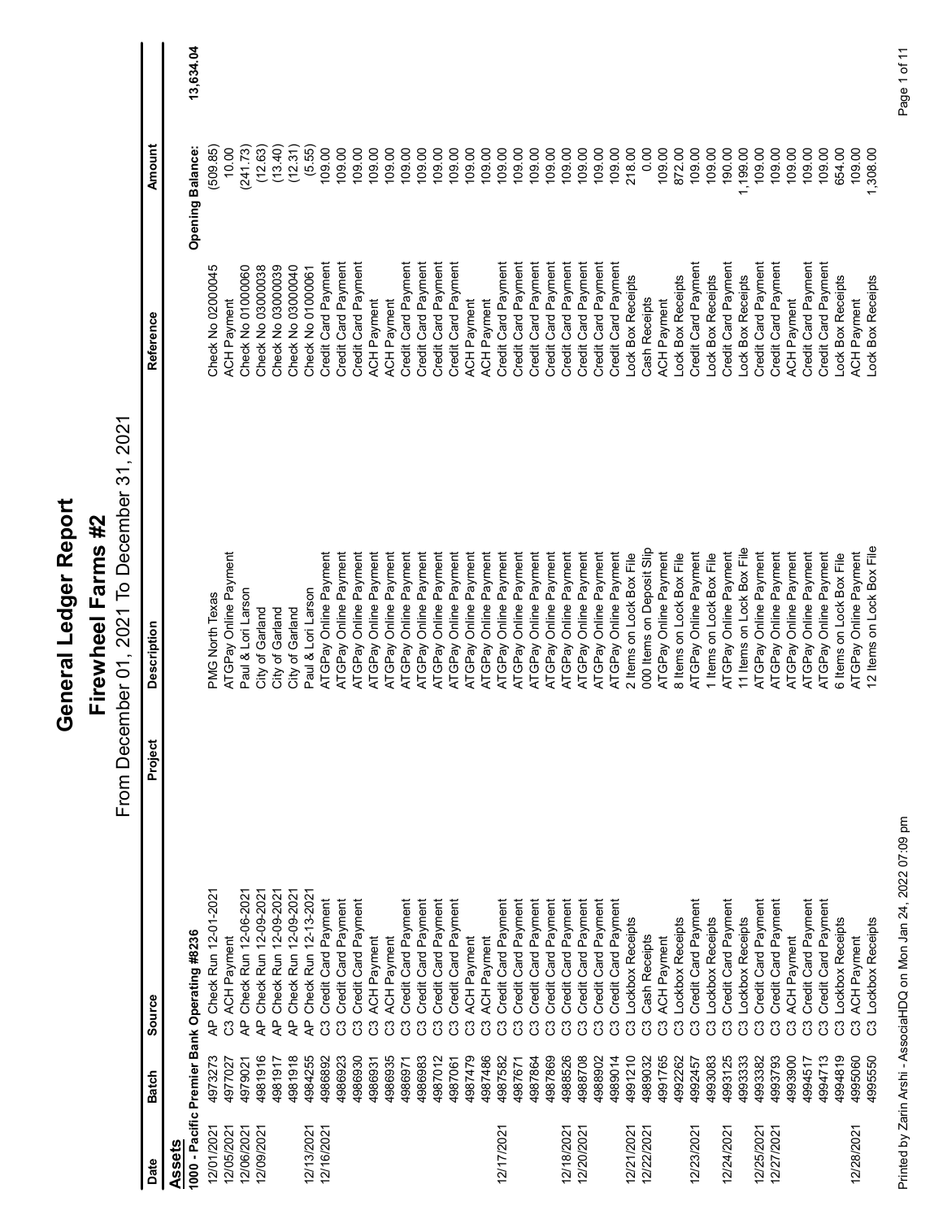# General Ledger Report

## Firewheel Farms #2

From December 01, 2021 To December 31, 2021

| Date | Batch | Source | Project | Description | Reference | Amount | |
|---|---|---|---|---|---|---|---|
| **Assets** | | | | | | | |
| **1000 - Pacific Premier Bank Operating #8236** | | | | | | **Opening Balance:** | **13,634.04** |
| 12/01/2021 | 4973273 | AP Check Run 12-01-2021 | | PMG North Texas | Check No 02000045 | (509.85) | |
| 12/05/2021 | 4977027 | C3 ACH Payment | | ATGPay Online Payment | ACH Payment | 10.00 | |
| 12/06/2021 | 4979021 | AP Check Run 12-06-2021 | | Paul & Lori Larson | Check No 01000060 | (241.73) | |
| 12/09/2021 | 4981916 | AP Check Run 12-09-2021 | | City of Garland | Check No 03000038 | (12.63) | |
| | 4981917 | AP Check Run 12-09-2021 | | City of Garland | Check No 03000039 | (13.40) | |
| | 4981918 | AP Check Run 12-09-2021 | | City of Garland | Check No 03000040 | (12.31) | |
| 12/13/2021 | 4984255 | AP Check Run 12-13-2021 | | Paul & Lori Larson | Check No 01000061 | (5.55) | |
| 12/16/2021 | 4986892 | C3 Credit Card Payment | | ATGPay Online Payment | Credit Card Payment | 109.00 | |
| | 4986923 | C3 Credit Card Payment | | ATGPay Online Payment | Credit Card Payment | 109.00 | |
| | 4986930 | C3 Credit Card Payment | | ATGPay Online Payment | Credit Card Payment | 109.00 | |
| | 4986931 | C3 ACH Payment | | ATGPay Online Payment | ACH Payment | 109.00 | |
| | 4986935 | C3 ACH Payment | | ATGPay Online Payment | ACH Payment | 109.00 | |
| | 4986971 | C3 Credit Card Payment | | ATGPay Online Payment | Credit Card Payment | 109.00 | |
| | 4986983 | C3 Credit Card Payment | | ATGPay Online Payment | Credit Card Payment | 109.00 | |
| | 4987012 | C3 Credit Card Payment | | ATGPay Online Payment | Credit Card Payment | 109.00 | |
| | 4987061 | C3 Credit Card Payment | | ATGPay Online Payment | Credit Card Payment | 109.00 | |
| | 4987479 | C3 ACH Payment | | ATGPay Online Payment | ACH Payment | 109.00 | |
| | 4987486 | C3 ACH Payment | | ATGPay Online Payment | ACH Payment | 109.00 | |
| 12/17/2021 | 4987582 | C3 Credit Card Payment | | ATGPay Online Payment | Credit Card Payment | 109.00 | |
| | 4987671 | C3 Credit Card Payment | | ATGPay Online Payment | Credit Card Payment | 109.00 | |
| | 4987864 | C3 Credit Card Payment | | ATGPay Online Payment | Credit Card Payment | 109.00 | |
| | 4987869 | C3 Credit Card Payment | | ATGPay Online Payment | Credit Card Payment | 109.00 | |
| 12/18/2021 | 4988526 | C3 Credit Card Payment | | ATGPay Online Payment | Credit Card Payment | 109.00 | |
| 12/20/2021 | 4988708 | C3 Credit Card Payment | | ATGPay Online Payment | Credit Card Payment | 109.00 | |
| | 4988902 | C3 Credit Card Payment | | ATGPay Online Payment | Credit Card Payment | 109.00 | |
| | 4989014 | C3 Credit Card Payment | | ATGPay Online Payment | Credit Card Payment | 109.00 | |
| 12/21/2021 | 4991210 | C3 Lockbox Receipts | | 2 Items on Lock Box File | Lock Box Receipts | 218.00 | |
| 12/22/2021 | 4989032 | C3 Cash Receipts | | 000 Items on Deposit Slip | Cash Receipts | 0.00 | |
| | 4991765 | C3 ACH Payment | | ATGPay Online Payment | ACH Payment | 109.00 | |
| | 4992262 | C3 Lockbox Receipts | | 8 Items on Lock Box File | Lock Box Receipts | 872.00 | |
| 12/23/2021 | 4992457 | C3 Credit Card Payment | | ATGPay Online Payment | Credit Card Payment | 109.00 | |
| | 4993083 | C3 Lockbox Receipts | | 1 Items on Lock Box File | Lock Box Receipts | 190.00 | |
| 12/24/2021 | 4993125 | C3 Credit Card Payment | | ATGPay Online Payment | Credit Card Payment | 190.00 | |
| | 4993333 | C3 Lockbox Receipts | | 11 Items on Lock Box File | Lock Box Receipts | 1,199.00 | |
| 12/25/2021 | 4993382 | C3 Credit Card Payment | | ATGPay Online Payment | Credit Card Payment | 109.00 | |
| 12/27/2021 | 4993793 | C3 Credit Card Payment | | ATGPay Online Payment | Credit Card Payment | 109.00 | |
| | 4993900 | C3 ACH Payment | | ATGPay Online Payment | ACH Payment | 109.00 | |
| | 4994517 | C3 Credit Card Payment | | ATGPay Online Payment | Credit Card Payment | 109.00 | |
| | 4994713 | C3 Credit Card Payment | | ATGPay Online Payment | Credit Card Payment | 109.00 | |
| | 4994819 | C3 Lockbox Receipts | | 6 Items on Lock Box File | Lock Box Receipts | 654.00 | |
| 12/28/2021 | 4995060 | C3 ACH Payment | | ATGPay Online Payment | ACH Payment | 109.00 | |
| | 4995550 | C3 Lockbox Receipts | | 12 Items on Lock Box File | Lock Box Receipts | 1,308.00 | |

Printed by Zarin Arshi - AssociaHDQ on Mon Jan 24, 2022 07:09 pm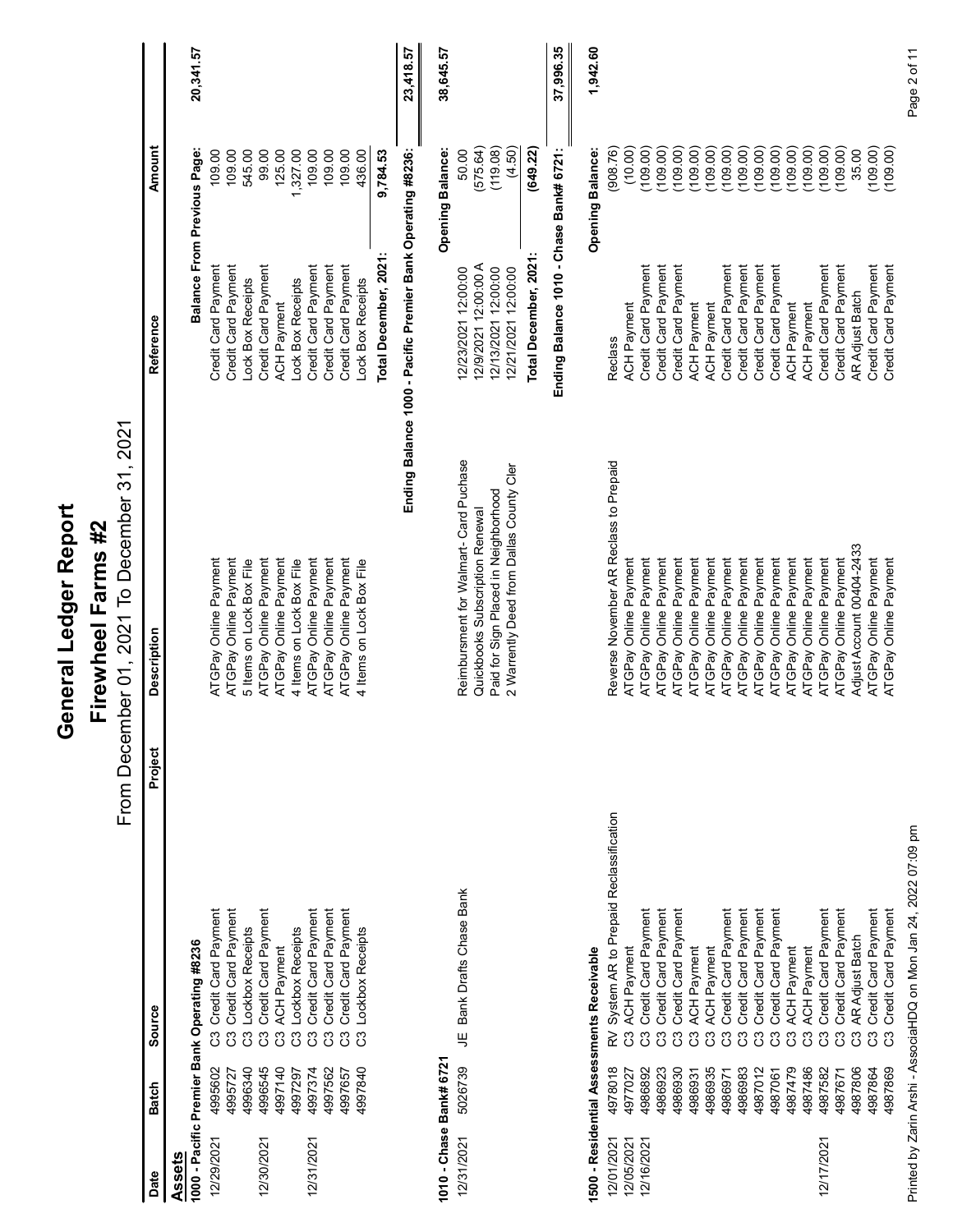# General Ledger Report

## Firewheel Farms #2

From December 01, 2021 To December 31, 2021

| Date | Batch | Source | Project | Description | Reference | Amount | |
|---|---|---|---|---|---|---|---|
| **Assets** | | | | | | | |
| **1000 - Pacific Premier Bank Operating #8236** | | | | | | | |
| | | | | | **Balance From Previous Page:** | | **20,341.57** |
| 12/29/2021 | 4995602 | C3 Credit Card Payment | | ATGPay Online Payment | Credit Card Payment | 109.00 | |
| | 4995727 | C3 Credit Card Payment | | ATGPay Online Payment | Credit Card Payment | 109.00 | |
| | 4996340 | C3 Lockbox Receipts | | 5 Items on Lock Box File | Lock Box Receipts | 545.00 | |
| 12/30/2021 | 4996545 | C3 Credit Card Payment | | ATGPay Online Payment | Credit Card Payment | 99.00 | |
| | 4997140 | C3 ACH Payment | | ATGPay Online Payment | ACH Payment | 125.00 | |
| | 4997297 | C3 Lockbox Receipts | | 4 Items on Lock Box File | Lock Box Receipts | 1,327.00 | |
| 12/31/2021 | 4997374 | C3 Credit Card Payment | | ATGPay Online Payment | Credit Card Payment | 109.00 | |
| | 4997562 | C3 Credit Card Payment | | ATGPay Online Payment | Credit Card Payment | 109.00 | |
| | 4997657 | C3 Credit Card Payment | | ATGPay Online Payment | Credit Card Payment | 109.00 | |
| | 4997840 | C3 Lockbox Receipts | | 4 Items on Lock Box File | Lock Box Receipts | 436.00 | |
| | | | | | **Total December, 2021:** | **9,784.53** | |
| | | | | **Ending Balance 1000 - Pacific Premier Bank Operating #8236:** | | | **23,418.57** |
| **1010 - Chase Bank# 6721** | | | | | | | |
| | | | | | **Opening Balance:** | | **38,645.57** |
| 12/31/2021 | 5026739 | JE Bank Drafts Chase Bank | | Reimbursment for Walmart- Card Puchase | 12/23/2021 12:00:00 | 50.00 | |
| | | | | Quickbooks Subscription Renewal | 12/9/2021 12:00:00 A | (575.64) | |
| | | | | Paid for Sign Placed in Neighborhood | 12/13/2021 12:00:00 | (119.08) | |
| | | | | 2 Warrently Deed from Dallas County Cler | 12/21/2021 12:00:00 | (4.50) | |
| | | | | | **Total December, 2021:** | **(649.22)** | |
| | | | | | **Ending Balance 1010 - Chase Bank# 6721:** | | **37,996.35** |
| **1500 - Residential Assessments Receivable** | | | | | | | |
| | | | | | **Opening Balance:** | | **1,942.60** |
| 12/01/2021 | 4978018 | RV System AR to Prepaid Reclassification | | Reverse November AR Reclass to Prepaid | Reclass | (908.76) | |
| 12/05/2021 | 4977027 | C3 ACH Payment | | ATGPay Online Payment | ACH Payment | (10.00) | |
| 12/16/2021 | 4986892 | C3 Credit Card Payment | | ATGPay Online Payment | Credit Card Payment | (109.00) | |
| | 4986923 | C3 Credit Card Payment | | ATGPay Online Payment | Credit Card Payment | (109.00) | |
| | 4986930 | C3 Credit Card Payment | | ATGPay Online Payment | Credit Card Payment | (109.00) | |
| | 4986931 | C3 ACH Payment | | ATGPay Online Payment | ACH Payment | (109.00) | |
| | 4986935 | C3 ACH Payment | | ATGPay Online Payment | ACH Payment | (109.00) | |
| | 4986971 | C3 Credit Card Payment | | ATGPay Online Payment | Credit Card Payment | (109.00) | |
| | 4986983 | C3 Credit Card Payment | | ATGPay Online Payment | Credit Card Payment | (109.00) | |
| | 4987012 | C3 Credit Card Payment | | ATGPay Online Payment | Credit Card Payment | (109.00) | |
| | 4987061 | C3 Credit Card Payment | | ATGPay Online Payment | Credit Card Payment | (109.00) | |
| | 4987479 | C3 ACH Payment | | ATGPay Online Payment | ACH Payment | (109.00) | |
| | 4987486 | C3 ACH Payment | | ATGPay Online Payment | ACH Payment | (109.00) | |
| 12/17/2021 | 4987582 | C3 Credit Card Payment | | ATGPay Online Payment | Credit Card Payment | (109.00) | |
| | 4987671 | C3 Credit Card Payment | | ATGPay Online Payment | Credit Card Payment | (109.00) | |
| | 4987806 | C3 AR Adjust Batch | | Adjust Account 00404-2433 | AR Adjust Batch | 35.00 | |
| | 4987864 | C3 Credit Card Payment | | ATGPay Online Payment | Credit Card Payment | (109.00) | |
| | 4987869 | C3 Credit Card Payment | | ATGPay Online Payment | Credit Card Payment | (109.00) | |

Printed by Zarin Arshi - AssociaHDQ on Mon Jan 24, 2022 07:09 pm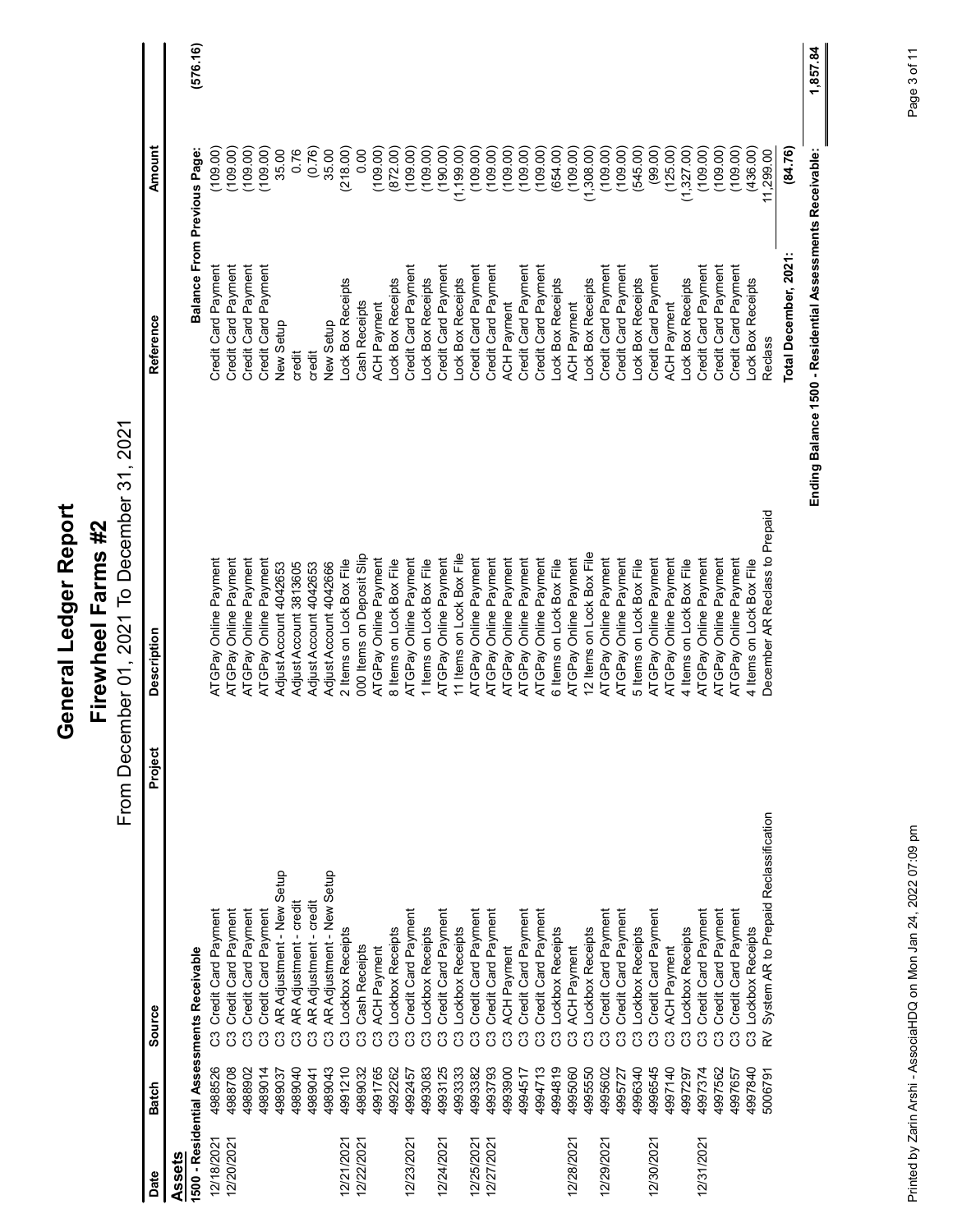# General Ledger Report

## Firewheel Farms #2

From December 01, 2021 To December 31, 2021

| Date | Batch | Source | Project | Description | Reference | Amount | |
|---|---|---|---|---|---|---|---|
| **Assets** | | | | | | | |
| **1500 - Residential Assessments Receivable** | | | | | | | |
| | | | | | **Balance From Previous Page:** | | **(576.16)** |
| 12/18/2021 | 4988526 | C3 Credit Card Payment | | ATGPay Online Payment | Credit Card Payment | (109.00) | |
| 12/20/2021 | 4988708 | C3 Credit Card Payment | | ATGPay Online Payment | Credit Card Payment | (109.00) | |
| | 4988902 | C3 Credit Card Payment | | ATGPay Online Payment | Credit Card Payment | (109.00) | |
| | 4989014 | C3 Credit Card Payment | | ATGPay Online Payment | Credit Card Payment | (109.00) | |
| | 4989037 | C3 AR Adjustment - New Setup | | Adjust Account 4042653 | New Setup | 35.00 | |
| | 4989040 | C3 AR Adjustment - credit | | Adjust Account 3813605 | credit | 0.76 | |
| | 4989041 | C3 AR Adjustment - credit | | Adjust Account 4042653 | credit | (0.76) | |
| | 4989043 | C3 AR Adjustment - New Setup | | Adjust Account 4042666 | New Setup | 35.00 | |
| 12/21/2021 | 4991210 | C3 Lockbox Receipts | | 2 Items on Lock Box File | Lock Box Receipts | (218.00) | |
| 12/22/2021 | 4989032 | C3 Cash Receipts | | 000 Items on Deposit Slip | Cash Receipts | 0.00 | |
| | 4991765 | C3 ACH Payment | | ATGPay Online Payment | ACH Payment | (109.00) | |
| | 4992262 | C3 Lockbox Receipts | | 8 Items on Lock Box File | Lock Box Receipts | (872.00) | |
| 12/23/2021 | 4992457 | C3 Credit Card Payment | | ATGPay Online Payment | Credit Card Payment | (109.00) | |
| | 4993083 | C3 Lockbox Receipts | | 1 Items on Lock Box File | Lock Box Receipts | (109.00) | |
| 12/24/2021 | 4993125 | C3 Credit Card Payment | | ATGPay Online Payment | Credit Card Payment | (190.00) | |
| | 4993333 | C3 Lockbox Receipts | | 11 Items on Lock Box File | Lock Box Receipts | (1,199.00) | |
| 12/25/2021 | 4993382 | C3 Credit Card Payment | | ATGPay Online Payment | Credit Card Payment | (109.00) | |
| 12/27/2021 | 4993793 | C3 Credit Card Payment | | ATGPay Online Payment | Credit Card Payment | (109.00) | |
| | 4993900 | C3 ACH Payment | | ATGPay Online Payment | ACH Payment | (109.00) | |
| | 4994517 | C3 Credit Card Payment | | ATGPay Online Payment | Credit Card Payment | (109.00) | |
| | 4994713 | C3 Credit Card Payment | | ATGPay Online Payment | Credit Card Payment | (109.00) | |
| | 4994819 | C3 Lockbox Receipts | | 6 Items on Lock Box File | Lock Box Receipts | (654.00) | |
| 12/28/2021 | 4995060 | C3 ACH Payment | | ATGPay Online Payment | ACH Payment | (109.00) | |
| | 4995550 | C3 Lockbox Receipts | | 12 Items on Lock Box File | Lock Box Receipts | (1,308.00) | |
| 12/29/2021 | 4995602 | C3 Credit Card Payment | | ATGPay Online Payment | Credit Card Payment | (109.00) | |
| | 4995727 | C3 Credit Card Payment | | ATGPay Online Payment | Credit Card Payment | (109.00) | |
| | 4996340 | C3 Lockbox Receipts | | 5 Items on Lock Box File | Lock Box Receipts | (545.00) | |
| 12/30/2021 | 4996545 | C3 Credit Card Payment | | ATGPay Online Payment | Credit Card Payment | (99.00) | |
| | 4997140 | C3 ACH Payment | | ATGPay Online Payment | ACH Payment | (125.00) | |
| | 4997297 | C3 Lockbox Receipts | | 4 Items on Lock Box File | Lock Box Receipts | (1,327.00) | |
| 12/31/2021 | 4997374 | C3 Credit Card Payment | | ATGPay Online Payment | Credit Card Payment | (109.00) | |
| | 4997562 | C3 Credit Card Payment | | ATGPay Online Payment | Credit Card Payment | (109.00) | |
| | 4997657 | C3 Credit Card Payment | | ATGPay Online Payment | Credit Card Payment | (109.00) | |
| | 4997840 | C3 Lockbox Receipts | | 4 Items on Lock Box File | Lock Box Receipts | (436.00) | |
| | 5006791 | RV System AR to Prepaid Reclassification | | December AR Reclass to Prepaid | Reclass | 11,299.00 | |
| | | | | | **Total December, 2021:** | **(84.76)** | |
| | | | | **Ending Balance 1500 - Residential Assessments Receivable:** | | | **1,857.84** |

Printed by Zarin Arshi - AssociaHDQ on Mon Jan 24, 2022 07:09 pm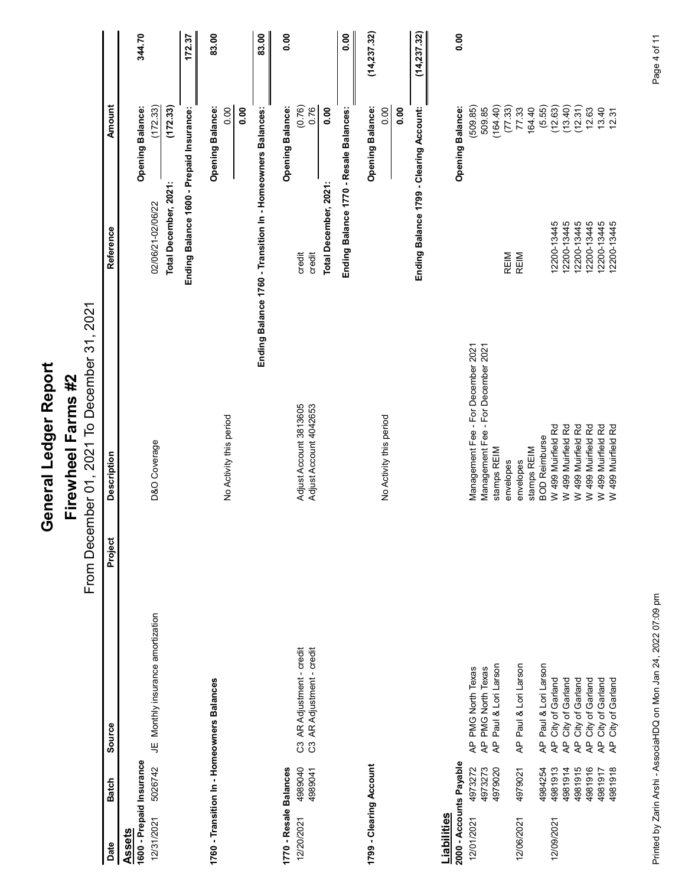# General Ledger Report

## Firewheel Farms #2

From December 01, 2021 To December 31, 2021

| Date | Batch | Source | Project | Description | Reference | Amount | |
|---|---|---|---|---|---|---|---|
| **Assets** | | | | | | | |
| **1600 - Prepaid Insurance** | | | | | | **Opening Balance:** | **344.70** |
| 12/31/2021 | 5026742 | JE Monthly insurance amortization | | D&O Coverage | 02/06/21-02/06/22 | (172.33) | |
| | | | | | **Total December, 2021:** | **(172.33)** | |
| | | | | | **Ending Balance 1600 - Prepaid Insurance:** | | **172.37** |
| **1760 - Transition In - Homeowners Balances** | | | | | | **Opening Balance:** | **83.00** |
| | | | | No Activity this period | | 0.00 | |
| | | | | | | **0.00** | |
| | | | | **Ending Balance 1760 - Transition In - Homeowners Balances:** | | | **83.00** |
| **1770 - Resale Balances** | | | | | | **Opening Balance:** | **0.00** |
| 12/20/2021 | 4989040 | C3 AR Adjustment - credit | | Adjust Account 3813605 | credit | (0.76) | |
| | 4989041 | C3 AR Adjustment - credit | | Adjust Account 4042653 | credit | 0.76 | |
| | | | | | **Total December, 2021:** | **0.00** | |
| | | | | | **Ending Balance 1770 - Resale Balances:** | | **0.00** |
| **1799 - Clearing Account** | | | | | | **Opening Balance:** | **(14,237.32)** |
| | | | | No Activity this period | | 0.00 | |
| | | | | | | **0.00** | |
| | | | | | **Ending Balance 1799 - Clearing Account:** | | **(14,237.32)** |
| **Liabilities** | | | | | | | |
| **2000 - Accounts Payable** | | | | | | **Opening Balance:** | **0.00** |
| 12/01/2021 | 4973272 | AP PMG North Texas | | Management Fee - For December 2021 | | (509.85) | |
| | 4973273 | AP PMG North Texas | | Management Fee - For December 2021 | | 509.85 | |
| | 4979020 | AP Paul & Lori Larson | | stamps REIM | | (164.40) | |
| | | | | envelopes | REIM | (77.33) | |
| 12/06/2021 | 4979021 | AP Paul & Lori Larson | | envelopes | REIM | 77.33 | |
| | | | | stamps REIM | | 164.40 | |
| | 4984254 | AP Paul & Lori Larson | | BOD Reimburse | | (5.55) | |
| 12/09/2021 | 4981913 | AP City of Garland | | W 499 Muirfield Rd | 12200-13445 | (12.63) | |
| | 4981914 | AP City of Garland | | W 499 Muirfield Rd | 12200-13445 | (13.40) | |
| | 4981915 | AP City of Garland | | W 499 Muirfield Rd | 12200-13445 | (12.31) | |
| | 4981916 | AP City of Garland | | W 499 Muirfield Rd | 12200-13445 | 12.63 | |
| | 4981917 | AP City of Garland | | W 499 Muirfield Rd | 12200-13445 | 13.40 | |
| | 4981918 | AP City of Garland | | W 499 Muirfield Rd | 12200-13445 | 12.31 | |

Printed by Zarin Arshi - AssociaHDQ on Mon Jan 24, 2022 07:09 pm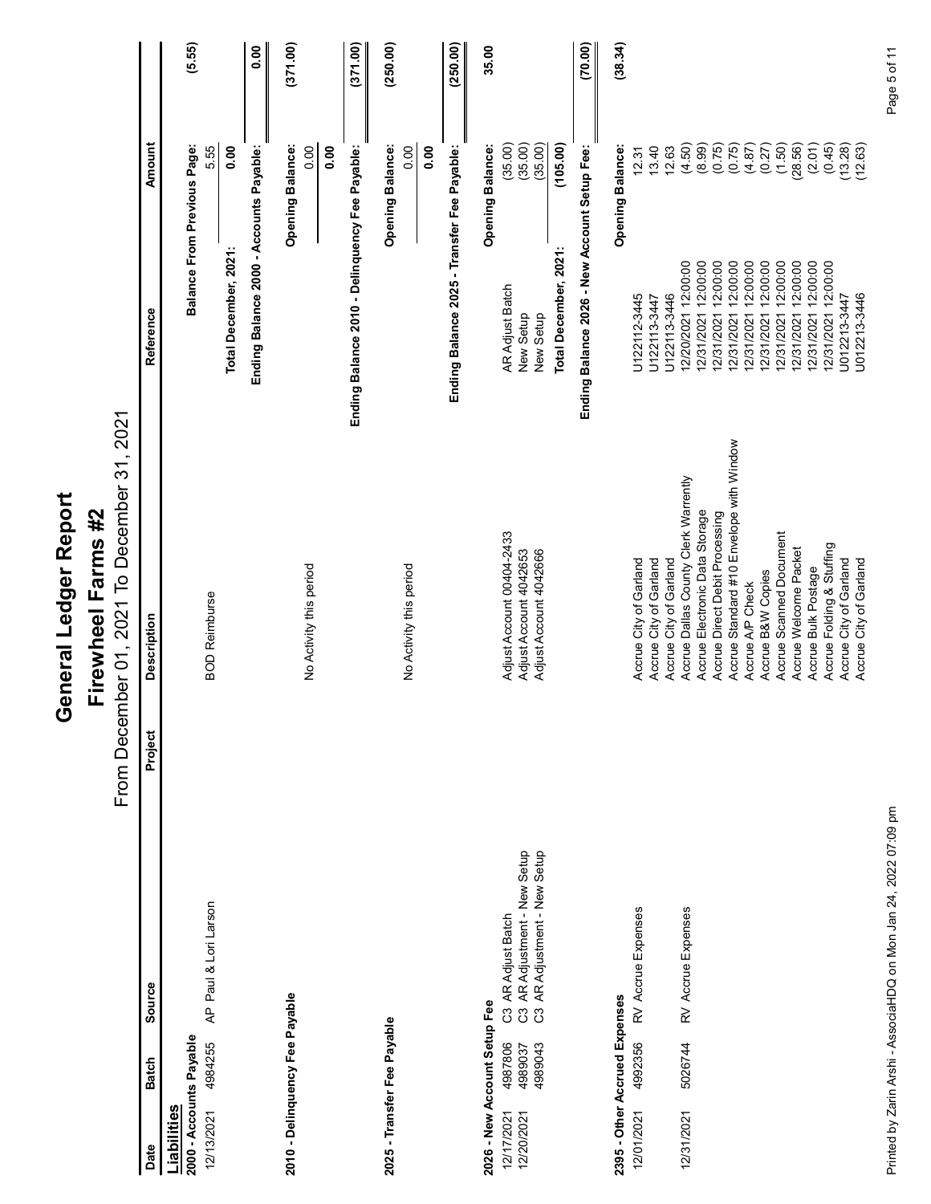# General Ledger Report

## Firewheel Farms #2

From December 01, 2021 To December 31, 2021

| Date | Batch | Source | Project | Description | Reference | Amount | |
|---|---|---|---|---|---|---|---|
| **Liabilities** | | | | | | | |
| **2000 - Accounts Payable** | | | | | | | |
| | | | | | **Balance From Previous Page:** | | **(5.55)** |
| 12/13/2021 | 4984255 | AP Paul & Lori Larson | | BOD Reimburse | | 5.55 | |
| | | | | | **Total December, 2021:** | **0.00** | |
| | | | | | **Ending Balance 2000 - Accounts Payable:** | | **0.00** |
| **2010 - Delinquency Fee Payable** | | | | | | | |
| | | | | | **Opening Balance:** | | **(371.00)** |
| | | | | No Activity this period | | 0.00 | |
| | | | | | | **0.00** | |
| | | | | | **Ending Balance 2010 - Delinquency Fee Payable:** | | **(371.00)** |
| **2025 - Transfer Fee Payable** | | | | | | | |
| | | | | | **Opening Balance:** | | **(250.00)** |
| | | | | No Activity this period | | 0.00 | |
| | | | | | | **0.00** | |
| | | | | | **Ending Balance 2025 - Transfer Fee Payable:** | | **(250.00)** |
| **2026 - New Account Setup Fee** | | | | | | | |
| | | | | | **Opening Balance:** | | **35.00** |
| 12/17/2021 | 4987806 | C3 AR Adjust Batch | | Adjust Account 00404-2433 | AR Adjust Batch | (35.00) | |
| 12/20/2021 | 4989037 | C3 AR Adjustment - New Setup | | Adjust Account 4042653 | New Setup | (35.00) | |
| | 4989043 | C3 AR Adjustment - New Setup | | Adjust Account 4042666 | New Setup | (35.00) | |
| | | | | | **Total December, 2021:** | **(105.00)** | |
| | | | | | **Ending Balance 2026 - New Account Setup Fee:** | | **(70.00)** |
| **2395 - Other Accrued Expenses** | | | | | | | |
| | | | | | **Opening Balance:** | | **(38.34)** |
| 12/01/2021 | 4992356 | RV Accrue Expenses | | Accrue City of Garland | U122112-3445 | 12.31 | |
| | | | | Accrue City of Garland | U122113-3447 | 13.40 | |
| | | | | Accrue City of Garland | U122113-3446 | 12.63 | |
| 12/31/2021 | 5026744 | RV Accrue Expenses | | Accrue Dallas County Clerk Warrently | 12/20/2021 12:00:00 | (4.50) | |
| | | | | Accrue Electronic Data Storage | 12/31/2021 12:00:00 | (8.99) | |
| | | | | Accrue Direct Debit Processing | 12/31/2021 12:00:00 | (0.75) | |
| | | | | Accrue Standard #10 Envelope with Window | 12/31/2021 12:00:00 | (0.75) | |
| | | | | Accrue A/P Check | 12/31/2021 12:00:00 | (4.87) | |
| | | | | Accrue B&W Copies | 12/31/2021 12:00:00 | (0.27) | |
| | | | | Accrue Scanned Document | 12/31/2021 12:00:00 | (1.50) | |
| | | | | Accrue Welcome Packet | 12/31/2021 12:00:00 | (28.56) | |
| | | | | Accrue Bulk Postage | 12/31/2021 12:00:00 | (2.01) | |
| | | | | Accrue Folding & Stuffing | 12/31/2021 12:00:00 | (0.45) | |
| | | | | Accrue City of Garland | U012213-3447 | (13.28) | |
| | | | | Accrue City of Garland | U012213-3446 | (12.63) | |

Printed by Zarin Arshi - AssociaHDQ on Mon Jan 24, 2022 07:09 pm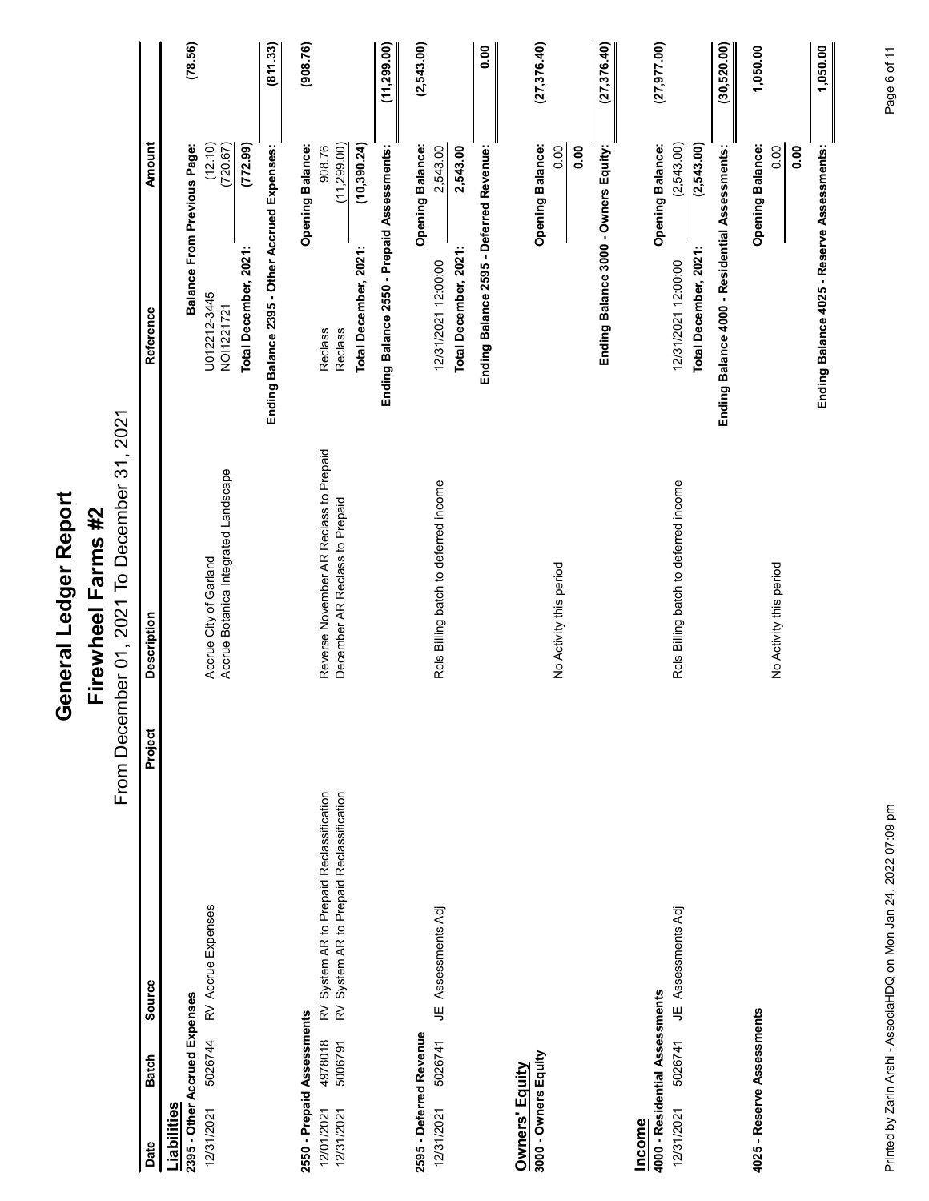# General Ledger Report

## Firewheel Farms #2

From December 01, 2021 To December 31, 2021

| Date | Batch | Source | Project | Description | Reference | Amount | |
|---|---|---|---|---|---|---|---|
| **Liabilities** | | | | | | | |
| **2395 - Other Accrued Expenses** | | | | | | | |
| | | | | | **Balance From Previous Page:** | | **(78.56)** |
| 12/31/2021 | 5026744 | RV Accrue Expenses | | Accrue City of Garland | U012212-3445 | (12.10) | |
| | | | | Accrue Botanica Integrated Landscape | NOI1221721 | (720.67) | |
| | | | | | **Total December, 2021:** | **(772.99)** | |
| | | | | | **Ending Balance 2395 - Other Accrued Expenses:** | | **(811.33)** |
| **2550 - Prepaid Assessments** | | | | | | | |
| | | | | | **Opening Balance:** | | **(908.76)** |
| 12/01/2021 | 4978018 | RV System AR to Prepaid Reclassification | | Reverse November AR Reclass to Prepaid | Reclass | 908.76 | |
| 12/31/2021 | 5006791 | RV System AR to Prepaid Reclassification | | December AR Reclass to Prepaid | Reclass | (11,299.00) | |
| | | | | | **Total December, 2021:** | **(10,390.24)** | |
| | | | | | **Ending Balance 2550 - Prepaid Assessments:** | | **(11,299.00)** |
| **2595 - Deferred Revenue** | | | | | | | |
| | | | | | **Opening Balance:** | | **(2,543.00)** |
| 12/31/2021 | 5026741 | JE Assessments Adj | | Rcls Billing batch to deferred income | 12/31/2021 12:00:00 | 2,543.00 | |
| | | | | | **Total December, 2021:** | **2,543.00** | |
| | | | | | **Ending Balance 2595 - Deferred Revenue:** | | **0.00** |
| **Owners' Equity** | | | | | | | |
| **3000 - Owners Equity** | | | | | | | |
| | | | | | **Opening Balance:** | | **(27,376.40)** |
| | | | | No Activity this period | | 0.00 | |
| | | | | | | **0.00** | |
| | | | | | **Ending Balance 3000 - Owners Equity:** | | **(27,376.40)** |
| **Income** | | | | | | | |
| **4000 - Residential Assessments** | | | | | | | |
| | | | | | **Opening Balance:** | | **(27,977.00)** |
| 12/31/2021 | 5026741 | JE Assessments Adj | | Rcls Billing batch to deferred income | 12/31/2021 12:00:00 | (2,543.00) | |
| | | | | | **Total December, 2021:** | **(2,543.00)** | |
| | | | | | **Ending Balance 4000 - Residential Assessments:** | | **(30,520.00)** |
| **4025 - Reserve Assessments** | | | | | | | |
| | | | | | **Opening Balance:** | | **1,050.00** |
| | | | | No Activity this period | | 0.00 | |
| | | | | | | **0.00** | |
| | | | | | **Ending Balance 4025 - Reserve Assessments:** | | **1,050.00** |

Printed by Zarin Arshi - AssociaHDQ on Mon Jan 24, 2022 07:09 pm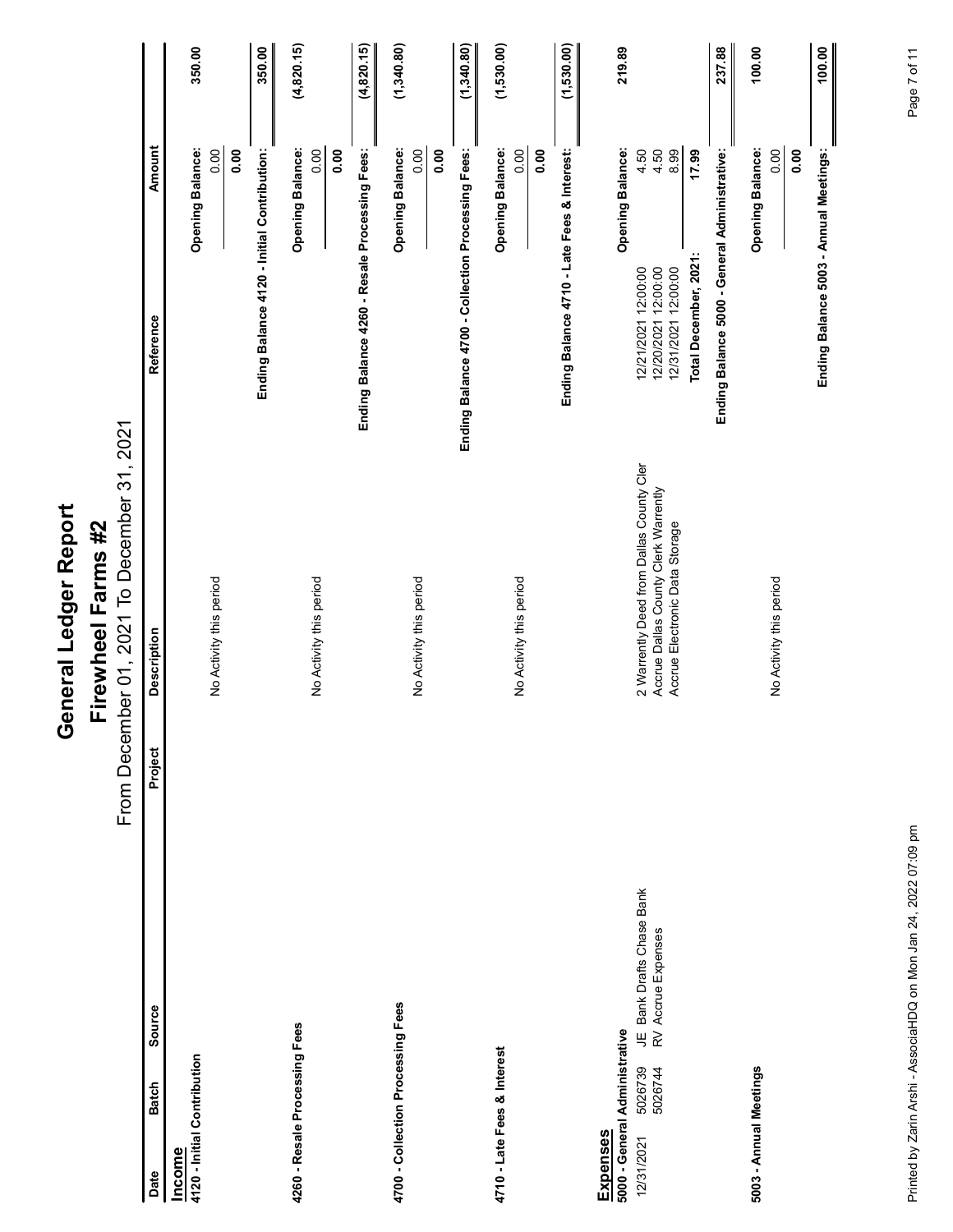# General Ledger Report

## Firewheel Farms #2

From December 01, 2021 To December 31, 2021

| Date | Batch | Source | Project | Description | Reference | Amount | |
|---|---|---|---|---|---|---|---|
| **Income** | | | | | | | |
| **4120 - Initial Contribution** | | | | | | **Opening Balance:** | **350.00** |
| | | | | No Activity this period | | 0.00 | |
| | | | | | | **0.00** | |
| | | | | | **Ending Balance 4120 - Initial Contribution:** | | **350.00** |
| **4260 - Resale Processing Fees** | | | | | | **Opening Balance:** | **(4,820.15)** |
| | | | | No Activity this period | | 0.00 | |
| | | | | | | **0.00** | |
| | | | | | **Ending Balance 4260 - Resale Processing Fees:** | | **(4,820.15)** |
| **4700 - Collection Processing Fees** | | | | | | **Opening Balance:** | **(1,340.80)** |
| | | | | No Activity this period | | 0.00 | |
| | | | | | | **0.00** | |
| | | | | | **Ending Balance 4700 - Collection Processing Fees:** | | **(1,340.80)** |
| **4710 - Late Fees & Interest** | | | | | | **Opening Balance:** | **(1,530.00)** |
| | | | | No Activity this period | | 0.00 | |
| | | | | | | **0.00** | |
| | | | | | **Ending Balance 4710 - Late Fees & Interest:** | | **(1,530.00)** |
| **Expenses** | | | | | | | |
| **5000 - General Administrative** | | | | | | **Opening Balance:** | **219.89** |
| 12/31/2021 | 5026739 | JE Bank Drafts Chase Bank | | 2 Warrently Deed from Dallas County Cler | 12/21/2021 12:00:00 | 4.50 | |
| | 5026744 | RV Accrue Expenses | | Accrue Dallas County Clerk Warrently | 12/20/2021 12:00:00 | 4.50 | |
| | | | | Accrue Electronic Data Storage | 12/31/2021 12:00:00 | 8.99 | |
| | | | | | **Total December, 2021:** | **17.99** | |
| | | | | | **Ending Balance 5000 - General Administrative:** | | **237.88** |
| **5003 - Annual Meetings** | | | | | | **Opening Balance:** | **100.00** |
| | | | | No Activity this period | | 0.00 | |
| | | | | | | **0.00** | |
| | | | | | **Ending Balance 5003 - Annual Meetings:** | | **100.00** |

Printed by Zarin Arshi - AssociaHDQ on Mon Jan 24, 2022 07:09 pm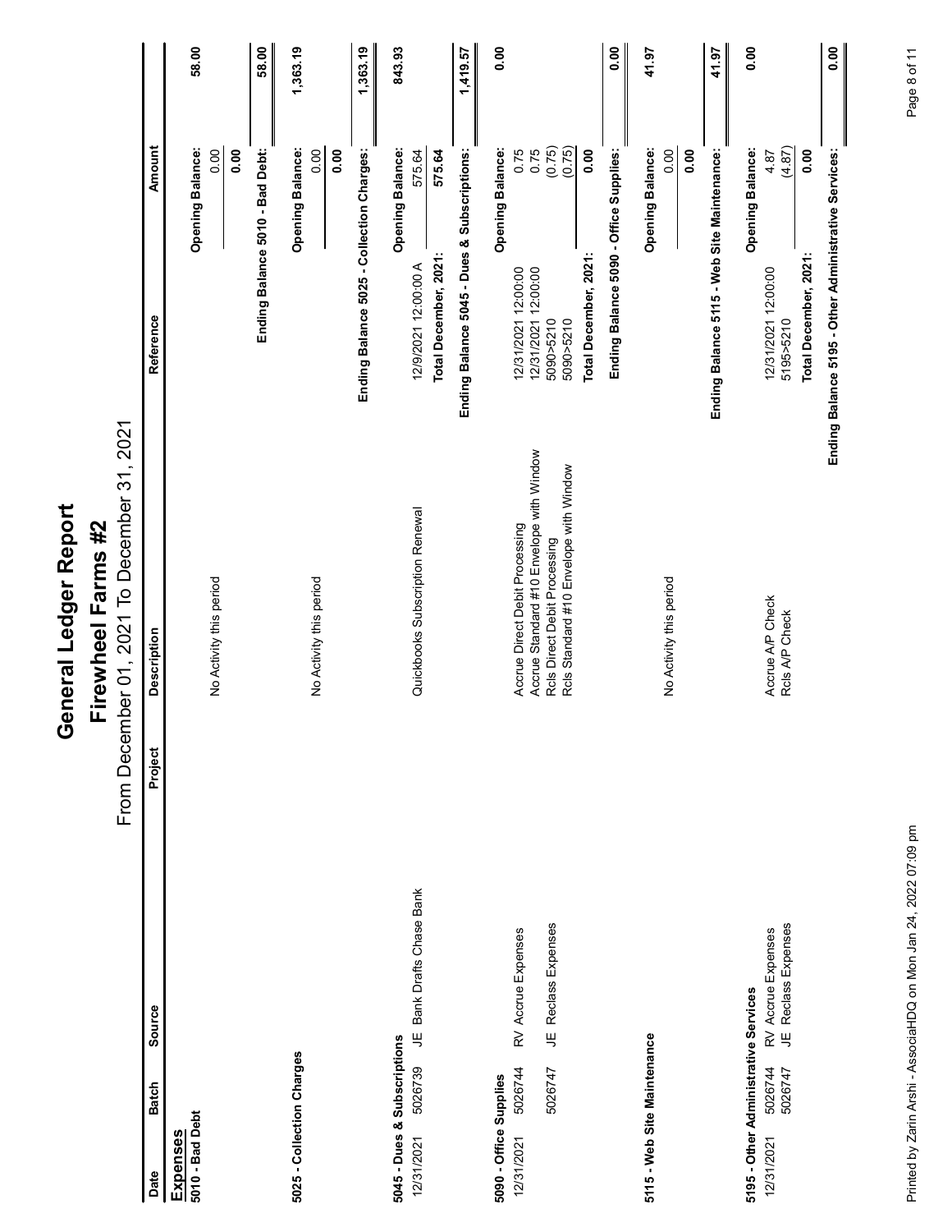# General Ledger Report

## Firewheel Farms #2

From December 01, 2021 To December 31, 2021

| Date | Batch | Source | Project | Description | Reference | Amount | |
|---|---|---|---|---|---|---|---|
| **Expenses** | | | | | | | |
| **5010 - Bad Debt** | | | | | | **Opening Balance:** | **58.00** |
| | | | | No Activity this period | | 0.00 | |
| | | | | | | **0.00** | |
| | | | | | **Ending Balance 5010 - Bad Debt:** | | **58.00** |
| **5025 - Collection Charges** | | | | | | **Opening Balance:** | **1,363.19** |
| | | | | No Activity this period | | 0.00 | |
| | | | | | | **0.00** | |
| | | | | | **Ending Balance 5025 - Collection Charges:** | | **1,363.19** |
| **5045 - Dues & Subscriptions** | | | | | | **Opening Balance:** | **843.93** |
| 12/31/2021 | 5026739 | JE Bank Drafts Chase Bank | | Quickbooks Subscription Renewal | 12/9/2021 12:00:00 A | 575.64 | |
| | | | | | **Total December, 2021:** | **575.64** | |
| | | | | | **Ending Balance 5045 - Dues & Subscriptions:** | | **1,419.57** |
| **5090 - Office Supplies** | | | | | | **Opening Balance:** | **0.00** |
| 12/31/2021 | 5026744 | RV Accrue Expenses | | Accrue Direct Debit Processing | 12/31/2021 12:00:00 | 0.75 | |
| | | | | Accrue Standard #10 Envelope with Window | 12/31/2021 12:00:00 | 0.75 | |
| | 5026747 | JE Reclass Expenses | | Rcls Direct Debit Processing | 5090>5210 | (0.75) | |
| | | | | Rcls Standard #10 Envelope with Window | 5090>5210 | (0.75) | |
| | | | | | **Total December, 2021:** | **0.00** | |
| | | | | | **Ending Balance 5090 - Office Supplies:** | | **0.00** |
| **5115 - Web Site Maintenance** | | | | | | **Opening Balance:** | **41.97** |
| | | | | No Activity this period | | 0.00 | |
| | | | | | | **0.00** | |
| | | | | | **Ending Balance 5115 - Web Site Maintenance:** | | **41.97** |
| **5195 - Other Administrative Services** | | | | | | **Opening Balance:** | **0.00** |
| 12/31/2021 | 5026744 | RV Accrue Expenses | | Accrue A/P Check | 12/31/2021 12:00:00 | 4.87 | |
| | 5026747 | JE Reclass Expenses | | Rcls A/P Check | 5195>5210 | (4.87) | |
| | | | | | **Total December, 2021:** | **0.00** | |
| | | | | | **Ending Balance 5195 - Other Administrative Services:** | | **0.00** |

Printed by Zarin Arshi - AssociaHDQ on Mon Jan 24, 2022 07:09 pm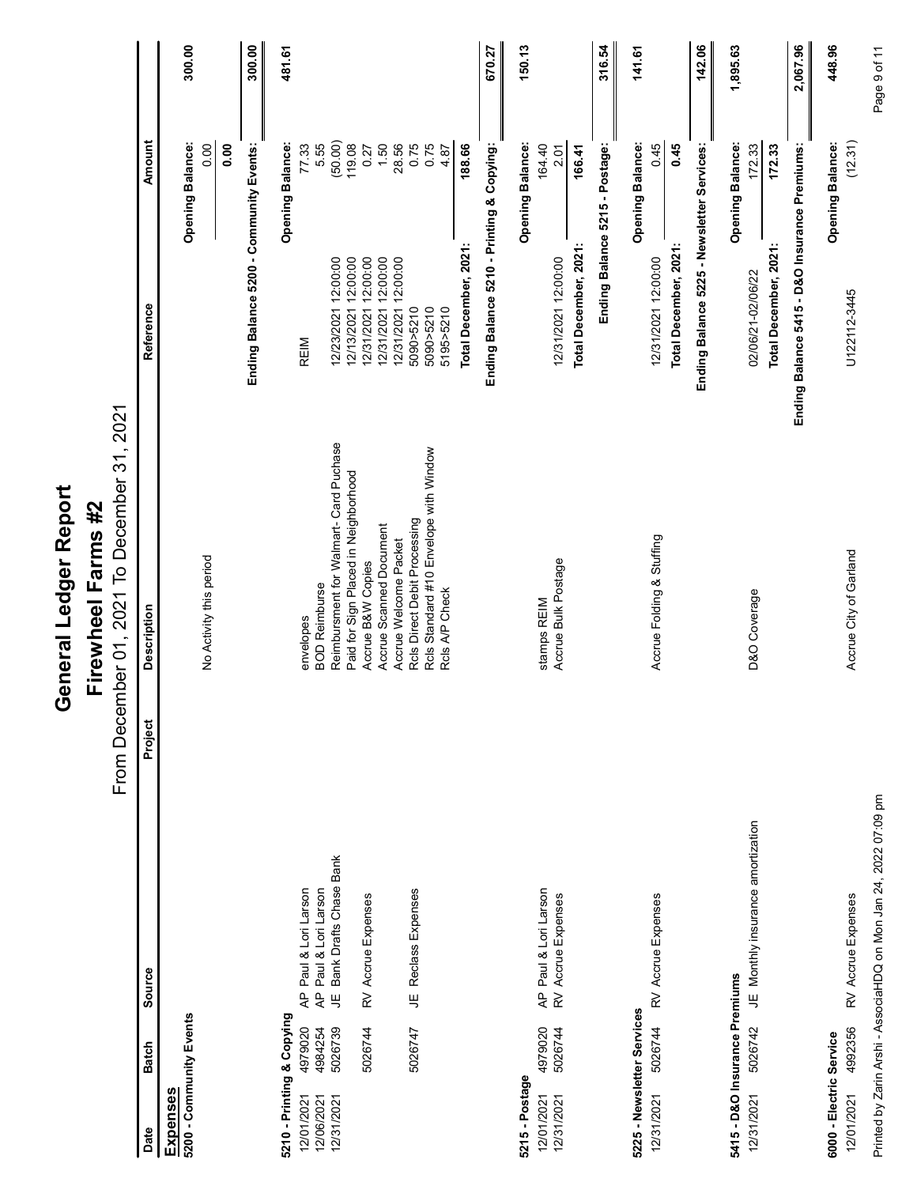# General Ledger Report

## Firewheel Farms #2

From December 01, 2021 To December 31, 2021

| Date | Batch | Source | Project | Description | Reference | Amount | |
|---|---|---|---|---|---|---|---|
| **Expenses** | | | | | | | |
| **5200 - Community Events** | | | | | | | |
| | | | | | | **Opening Balance:** | **300.00** |
| | | | | No Activity this period | | 0.00 | |
| | | | | | | **0.00** | |
| | | | | | **Ending Balance 5200 - Community Events:** | | **300.00** |
| **5210 - Printing & Copying** | | | | | | | |
| | | | | | | **Opening Balance:** | **481.61** |
| 12/01/2021 | 4979020 | AP Paul & Lori Larson | | envelopes | REIM | 77.33 | |
| 12/06/2021 | 4984254 | AP Paul & Lori Larson | | BOD Reimburse | | 5.55 | |
| 12/31/2021 | 5026739 | JE Bank Drafts Chase Bank | | Reimbursment for Walmart- Card Puchase | 12/23/2021 12:00:00 | (50.00) | |
| | | | | Paid for Sign Placed in Neighborhood | 12/13/2021 12:00:00 | 119.08 | |
| | 5026744 | RV Accrue Expenses | | Accrue B&W Copies | 12/31/2021 12:00:00 | 0.27 | |
| | | | | Accrue Scanned Document | 12/31/2021 12:00:00 | 1.50 | |
| | | | | Accrue Welcome Packet | 12/31/2021 12:00:00 | 28.56 | |
| | 5026747 | JE Reclass Expenses | | Rcls Direct Debit Processing | 5090>5210 | 0.75 | |
| | | | | Rcls Standard #10 Envelope with Window | 5090>5210 | 0.75 | |
| | | | | Rcls A/P Check | 5195>5210 | 4.87 | |
| | | | | | **Total December, 2021:** | **188.66** | |
| | | | | | **Ending Balance 5210 - Printing & Copying:** | | **670.27** |
| **5215 - Postage** | | | | | | | |
| | | | | | | **Opening Balance:** | **150.13** |
| 12/01/2021 | 4979020 | AP Paul & Lori Larson | | stamps REIM | | 164.40 | |
| 12/31/2021 | 5026744 | RV Accrue Expenses | | Accrue Bulk Postage | 12/31/2021 12:00:00 | 2.01 | |
| | | | | | **Total December, 2021:** | **166.41** | |
| | | | | | **Ending Balance 5215 - Postage:** | | **316.54** |
| **5225 - Newsletter Services** | | | | | | | |
| | | | | | | **Opening Balance:** | **141.61** |
| 12/31/2021 | 5026744 | RV Accrue Expenses | | Accrue Folding & Stuffing | 12/31/2021 12:00:00 | 0.45 | |
| | | | | | **Total December, 2021:** | **0.45** | |
| | | | | | **Ending Balance 5225 - Newsletter Services:** | | **142.06** |
| **5415 - D&O Insurance Premiums** | | | | | | | |
| | | | | | | **Opening Balance:** | **1,895.63** |
| 12/31/2021 | 5026742 | JE Monthly insurance amortization | | D&O Coverage | 02/06/21-02/06/22 | 172.33 | |
| | | | | | **Total December, 2021:** | **172.33** | |
| | | | | | **Ending Balance 5415 - D&O Insurance Premiums:** | | **2,067.96** |
| **6000 - Electric Service** | | | | | | | |
| | | | | | | **Opening Balance:** | **448.96** |
| 12/01/2021 | 4992356 | RV Accrue Expenses | | Accrue City of Garland | U122112-3445 | (12.31) | |

Printed by Zarin Arshi - AssociaHQ on Mon Jan 24, 2022 07:09 pm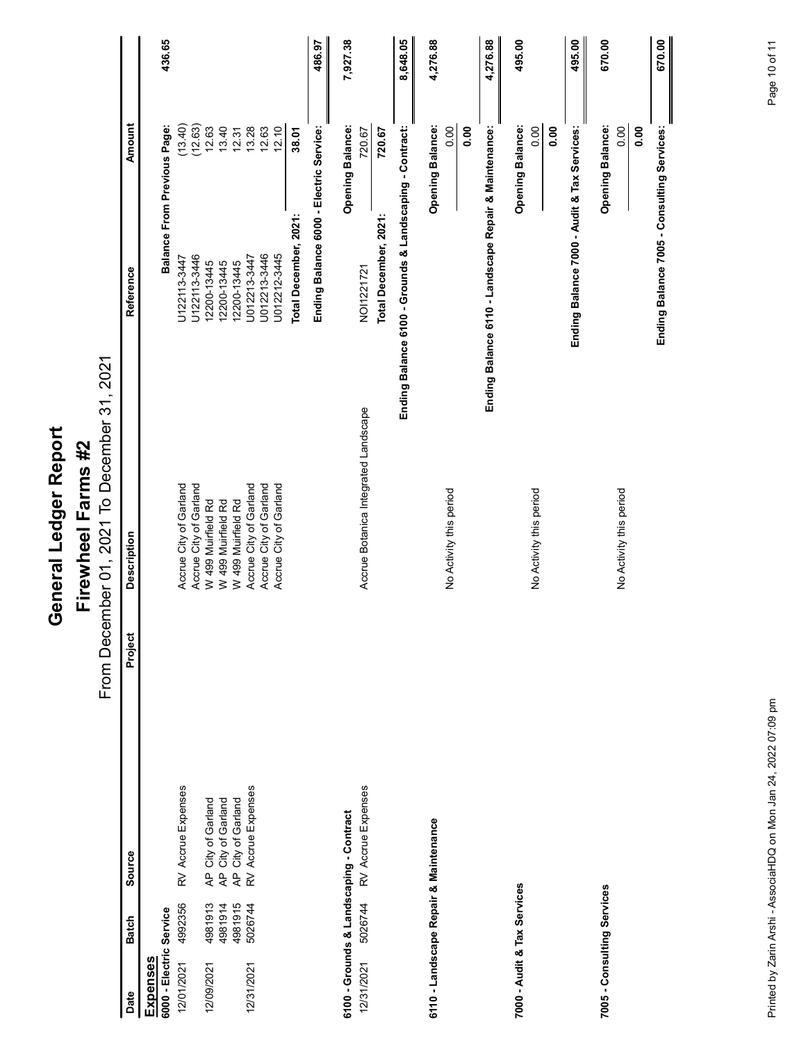# General Ledger Report

## Firewheel Farms #2

From December 01, 2021 To December 31, 2021

| Date | Batch | Source | Project | Description | Reference | Amount | |
|---|---|---|---|---|---|---|---|
| **Expenses** | | | | | | | |
| **6000 - Electric Service** | | | | | | | |
| | | | | | **Balance From Previous Page:** | | **436.65** |
| 12/01/2021 | 4992356 | RV Accrue Expenses | | Accrue City of Garland | U122113-3447 | (13.40) | |
| | | | | Accrue City of Garland | U122113-3446 | (12.63) | |
| 12/09/2021 | 4981913 | AP City of Garland | | W 499 Muirfield Rd | 12200-13445 | 12.63 | |
| | 4981914 | AP City of Garland | | W 499 Muirfield Rd | 12200-13445 | 13.40 | |
| | 4981915 | AP City of Garland | | W 499 Muirfield Rd | 12200-13445 | 12.31 | |
| 12/31/2021 | 5026744 | RV Accrue Expenses | | Accrue City of Garland | U012213-3447 | 13.28 | |
| | | | | Accrue City of Garland | U012213-3446 | 12.63 | |
| | | | | Accrue City of Garland | U012212-3445 | 12.10 | |
| | | | | | **Total December, 2021:** | **38.01** | |
| | | | | | **Ending Balance 6000 - Electric Service:** | | **486.97** |
| **6100 - Grounds & Landscaping - Contract** | | | | | | | |
| | | | | | **Opening Balance:** | | **7,927.38** |
| 12/31/2021 | 5026744 | RV Accrue Expenses | | Accrue Botanica Integrated Landscape | NOI1221721 | 720.67 | |
| | | | | | **Total December, 2021:** | **720.67** | |
| | | | | | **Ending Balance 6100 - Grounds & Landscaping - Contract:** | | **8,648.05** |
| **6110 - Landscape Repair & Maintenance** | | | | | | | |
| | | | | | **Opening Balance:** | | **4,276.88** |
| | | | | No Activity this period | | 0.00 | |
| | | | | | | **0.00** | |
| | | | | | **Ending Balance 6110 - Landscape Repair & Maintenance:** | | **4,276.88** |
| **7000 - Audit & Tax Services** | | | | | | | |
| | | | | | **Opening Balance:** | | **495.00** |
| | | | | No Activity this period | | 0.00 | |
| | | | | | | **0.00** | |
| | | | | | **Ending Balance 7000 - Audit & Tax Services:** | | **495.00** |
| **7005 - Consulting Services** | | | | | | | |
| | | | | | **Opening Balance:** | | **670.00** |
| | | | | No Activity this period | | 0.00 | |
| | | | | | | **0.00** | |
| | | | | | **Ending Balance 7005 - Consulting Services:** | | **670.00** |

Printed by Zarin Arshi - AssociaHDQ on Mon Jan 24, 2022 07:09 pm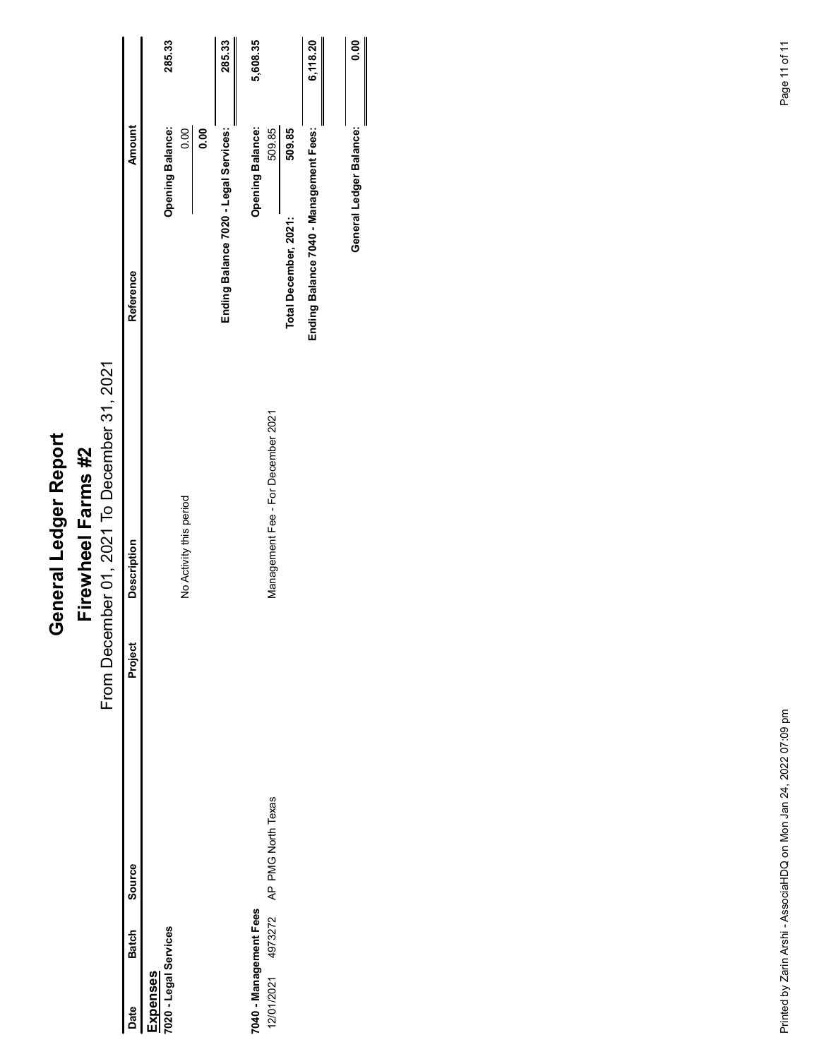# General Ledger Report

## Firewheel Farms #2

From December 01, 2021 To December 31, 2021

| Date | Batch | Source | Project | Description | Reference | Amount | |
|---|---|---|---|---|---|---|---|
| **Expenses** | | | | | | | |
| **7020 - Legal Services** | | | | | | | |
| | | | | | | **Opening Balance:** | **285.33** |
| | | | | No Activity this period | | 0.00 | |
| | | | | | | **0.00** | |
| | | | | | **Ending Balance 7020 - Legal Services:** | | **285.33** |
| **7040 - Management Fees** | | | | | | | |
| | | | | | | **Opening Balance:** | **5,608.35** |
| 12/01/2021 | 4973272 | AP PMG North Texas | | Management Fee - For December 2021 | | 509.85 | |
| | | | | | **Total December, 2021:** | **509.85** | |
| | | | | | **Ending Balance 7040 - Management Fees:** | | **6,118.20** |
| | | | | | | **General Ledger Balance:** | **0.00** |

Printed by Zarin Arshi - AssociaHDQ on Mon Jan 24, 2022 07:09 pm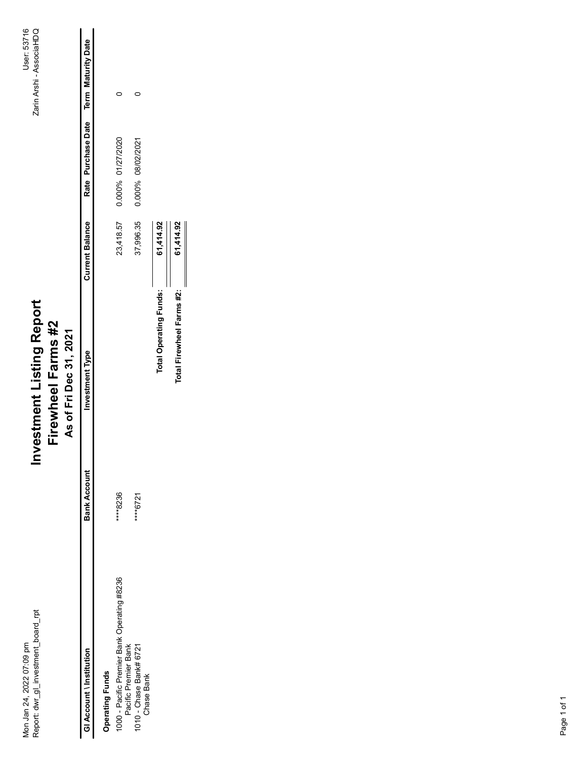Mon Jan 24, 2022 07:09 pm
Report: dwr_gl_investment_board_rpt

User: 53716
Zarin Arshi - AssociaHDQ

# Investment Listing Report
## Firewheel Farms #2
### As of Fri Dec 31, 2021

| Gl Account \ Institution | Bank Account | Investment Type | Current Balance | Rate | Purchase Date | Term | Maturity Date |
|---|---|---|---|---|---|---|---|
| **Operating Funds** | | | | | | | |
| 1000 - Pacific Premier Bank Operating #8236<br>Pacific Premier Bank | ****8236 | | 23,418.57 | 0.000% | 01/27/2020 | 0 | |
| 1010 - Chase Bank# 6721<br>Chase Bank | ****6721 | | 37,996.35 | 0.000% | 08/02/2021 | 0 | |
| | | **Total Operating Funds:** | **61,414.92** | | | | |
| | | **Total Firewheel Farms #2:** | **61,414.92** | | | | |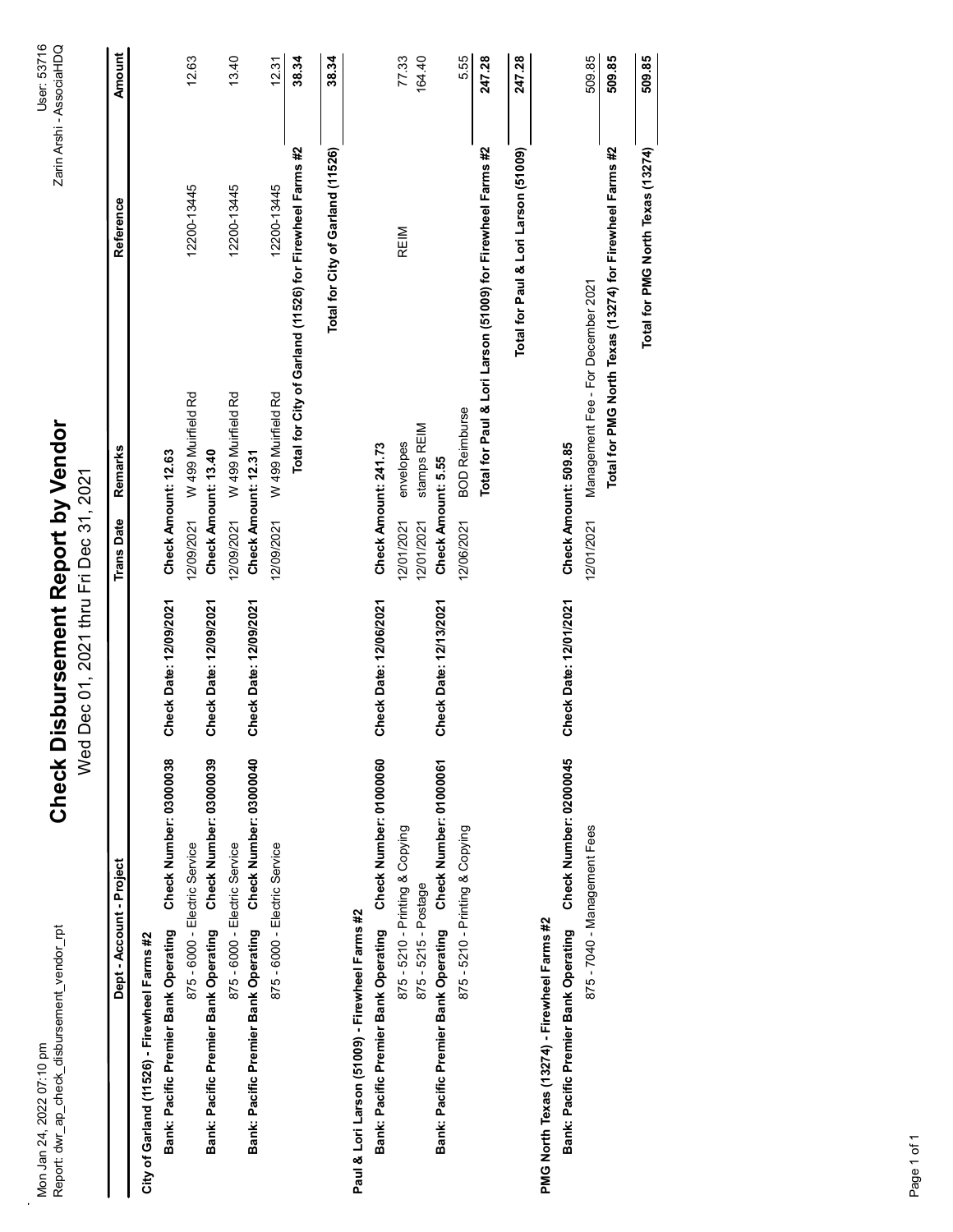Mon Jan 24, 2022 07:10 pm
Report: dwr_ap_check_disbursement_vendor_rpt

User: 53716
Zarin Arshi - AssociaHDQ

# Check Disbursement Report by Vendor

Wed Dec 01, 2021 thru Fri Dec 31, 2021

| Dept - Account - Project | | Trans Date | Remarks | Reference | Amount |
|---|---|---|---|---|---|
| **City of Garland (11526) - Firewheel Farms #2** | | | | | |
| **Bank: Pacific Premier Bank Operating Check Number: 03000038** | **Check Date: 12/09/2021** | **Check Amount: 12.63** | | | |
| 875 - 6000 - Electric Service | | 12/09/2021 | W 499 Muirfield Rd | 12200-13445 | 12.63 |
| **Bank: Pacific Premier Bank Operating Check Number: 03000039** | **Check Date: 12/09/2021** | **Check Amount: 13.40** | | | |
| 875 - 6000 - Electric Service | | 12/09/2021 | W 499 Muirfield Rd | 12200-13445 | 13.40 |
| **Bank: Pacific Premier Bank Operating Check Number: 03000040** | **Check Date: 12/09/2021** | **Check Amount: 12.31** | | | |
| 875 - 6000 - Electric Service | | 12/09/2021 | W 499 Muirfield Rd | 12200-13445 | 12.31 |
| | | | **Total for City of Garland (11526) for Firewheel Farms #2** | | **38.34** |
| | | | **Total for City of Garland (11526)** | | **38.34** |
| **Paul & Lori Larson (51009) - Firewheel Farms #2** | | | | | |
| **Bank: Pacific Premier Bank Operating Check Number: 01000060** | **Check Date: 12/06/2021** | **Check Amount: 241.73** | | | |
| 875 - 5210 - Printing & Copying | | 12/01/2021 | envelopes | REIM | 77.33 |
| 875 - 5215 - Postage | | 12/01/2021 | stamps REIM | | 164.40 |
| **Bank: Pacific Premier Bank Operating Check Number: 01000061** | **Check Date: 12/13/2021** | **Check Amount: 5.55** | | | |
| 875 - 5210 - Printing & Copying | | 12/06/2021 | BOD Reimburse | | 5.55 |
| | | | **Total for Paul & Lori Larson (51009) for Firewheel Farms #2** | | **247.28** |
| | | | **Total for Paul & Lori Larson (51009)** | | **247.28** |
| **PMG North Texas (13274) - Firewheel Farms #2** | | | | | |
| **Bank: Pacific Premier Bank Operating Check Number: 02000045** | **Check Date: 12/01/2021** | **Check Amount: 509.85** | | | |
| 875 - 7040 - Management Fees | | 12/01/2021 | Management Fee - For December 2021 | | 509.85 |
| | | | **Total for PMG North Texas (13274) for Firewheel Farms #2** | | **509.85** |
| | | | **Total for PMG North Texas (13274)** | | **509.85** |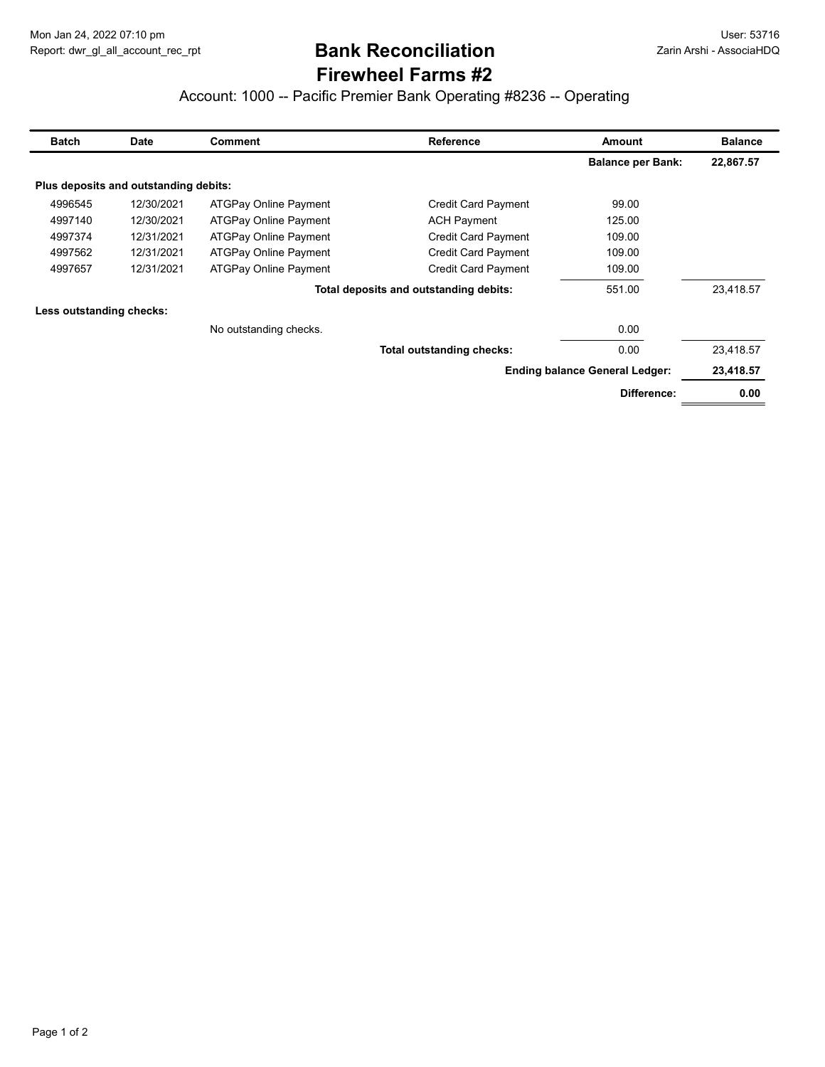Mon Jan 24, 2022 07:10 pm
Report: dwr_gl_all_account_rec_rpt

User: 53716
Zarin Arshi - AssociaHDQ

# Bank Reconciliation

## Firewheel Farms #2

### Account: 1000 -- Pacific Premier Bank Operating #8236 -- Operating

| Batch | Date | Comment | Reference | Amount | Balance |
|---|---|---|---|---|---|
| | | | | **Balance per Bank:** | **22,867.57** |
| **Plus deposits and outstanding debits:** | | | | | |
| 4996545 | 12/30/2021 | ATGPay Online Payment | Credit Card Payment | 99.00 | |
| 4997140 | 12/30/2021 | ATGPay Online Payment | ACH Payment | 125.00 | |
| 4997374 | 12/31/2021 | ATGPay Online Payment | Credit Card Payment | 109.00 | |
| 4997562 | 12/31/2021 | ATGPay Online Payment | Credit Card Payment | 109.00 | |
| 4997657 | 12/31/2021 | ATGPay Online Payment | Credit Card Payment | 109.00 | |
| | | | **Total deposits and outstanding debits:** | 551.00 | 23,418.57 |
| **Less outstanding checks:** | | | | | |
| | | No outstanding checks. | | 0.00 | |
| | | | **Total outstanding checks:** | 0.00 | 23,418.57 |
| | | | | **Ending balance General Ledger:** | **23,418.57** |
| | | | | **Difference:** | **0.00** |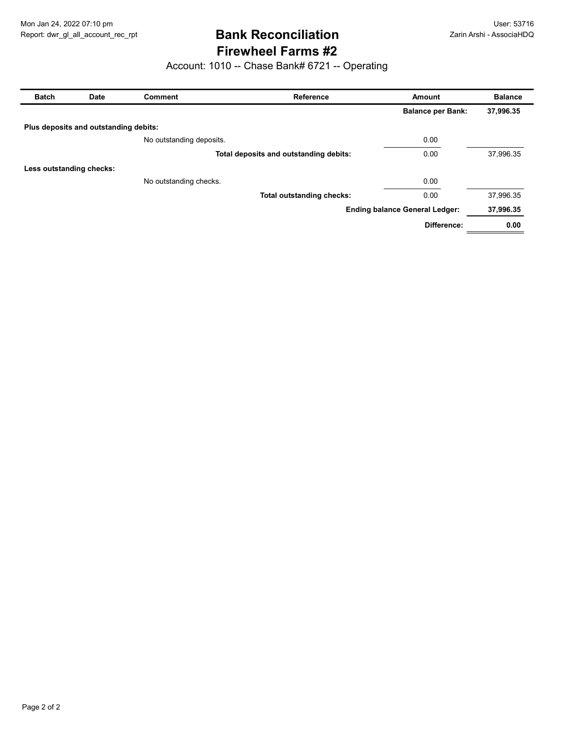# Bank Reconciliation

## Firewheel Farms #2

Account: 1010 -- Chase Bank# 6721 -- Operating

| Batch | Date | Comment | Reference | Amount | Balance |
|---|---|---|---|---|---|
| | | | | **Balance per Bank:** | **37,996.35** |
| **Plus deposits and outstanding debits:** | | | | | |
| | | No outstanding deposits. | | 0.00 | |
| | | | **Total deposits and outstanding debits:** | 0.00 | 37,996.35 |
| **Less outstanding checks:** | | | | | |
| | | No outstanding checks. | | 0.00 | |
| | | | **Total outstanding checks:** | 0.00 | 37,996.35 |
| | | | | **Ending balance General Ledger:** | **37,996.35** |
| | | | | **Difference:** | **0.00** |